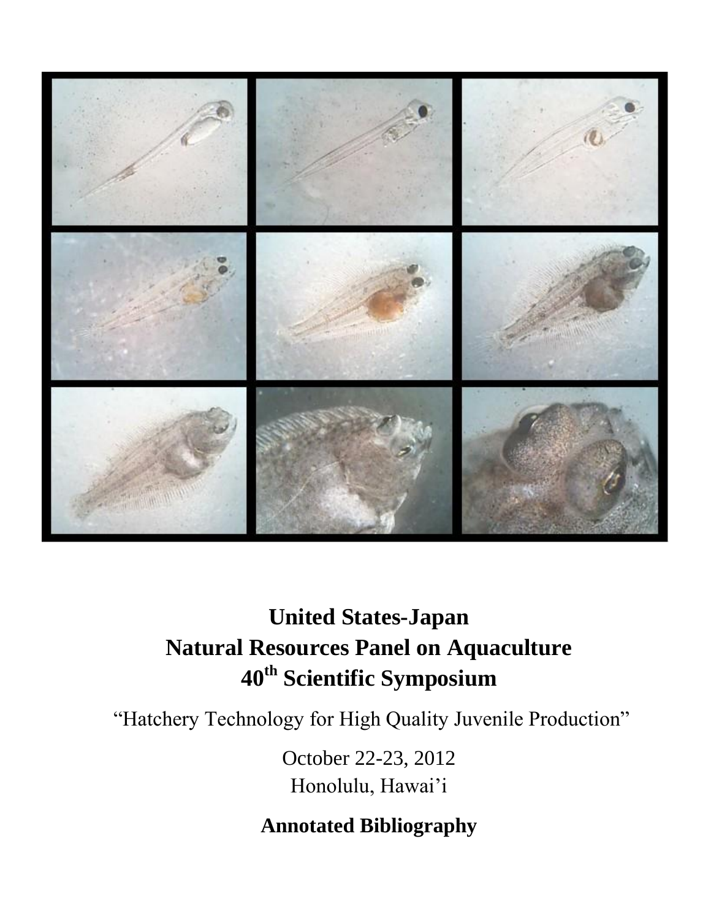# United States-Japan
# Natural Resources Panel on Aquaculture
# 40th Scientific Symposium

"Hatchery Technology for High Quality Juvenile Production"

October 22-23, 2012

Honolulu, Hawai'i

## Annotated Bibliography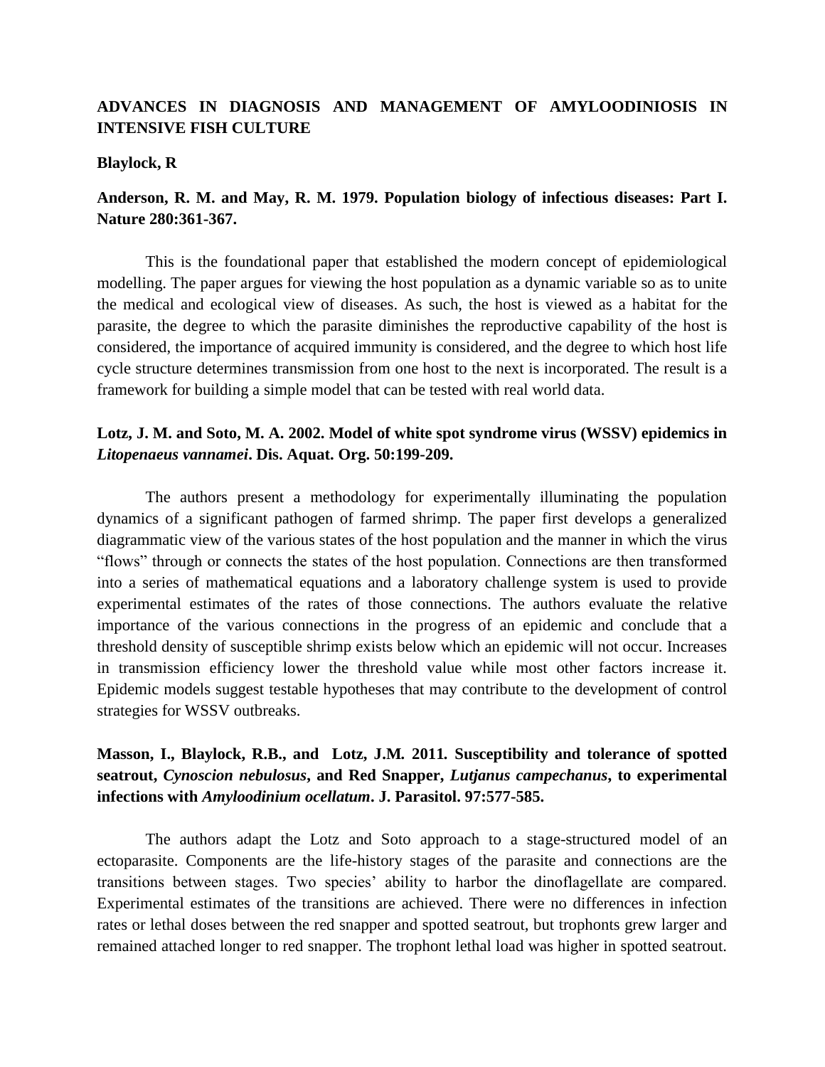**ADVANCES IN DIAGNOSIS AND MANAGEMENT OF AMYLOODINIOSIS IN INTENSIVE FISH CULTURE**

**Blaylock, R**

**Anderson, R. M. and May, R. M. 1979. Population biology of infectious diseases: Part I. Nature 280:361-367.**

This is the foundational paper that established the modern concept of epidemiological modelling. The paper argues for viewing the host population as a dynamic variable so as to unite the medical and ecological view of diseases. As such, the host is viewed as a habitat for the parasite, the degree to which the parasite diminishes the reproductive capability of the host is considered, the importance of acquired immunity is considered, and the degree to which host life cycle structure determines transmission from one host to the next is incorporated. The result is a framework for building a simple model that can be tested with real world data.

**Lotz, J. M. and Soto, M. A. 2002. Model of white spot syndrome virus (WSSV) epidemics in *Litopenaeus vannamei*. Dis. Aquat. Org. 50:199-209.**

The authors present a methodology for experimentally illuminating the population dynamics of a significant pathogen of farmed shrimp. The paper first develops a generalized diagrammatic view of the various states of the host population and the manner in which the virus "flows" through or connects the states of the host population. Connections are then transformed into a series of mathematical equations and a laboratory challenge system is used to provide experimental estimates of the rates of those connections. The authors evaluate the relative importance of the various connections in the progress of an epidemic and conclude that a threshold density of susceptible shrimp exists below which an epidemic will not occur. Increases in transmission efficiency lower the threshold value while most other factors increase it. Epidemic models suggest testable hypotheses that may contribute to the development of control strategies for WSSV outbreaks.

**Masson, I., Blaylock, R.B., and Lotz, J.M. 2011. Susceptibility and tolerance of spotted seatrout, *Cynoscion nebulosus*, and Red Snapper, *Lutjanus campechanus*, to experimental infections with *Amyloodinium ocellatum*. J. Parasitol. 97:577-585.**

The authors adapt the Lotz and Soto approach to a stage-structured model of an ectoparasite. Components are the life-history stages of the parasite and connections are the transitions between stages. Two species' ability to harbor the dinoflagellate are compared. Experimental estimates of the transitions are achieved. There were no differences in infection rates or lethal doses between the red snapper and spotted seatrout, but trophonts grew larger and remained attached longer to red snapper. The trophont lethal load was higher in spotted seatrout.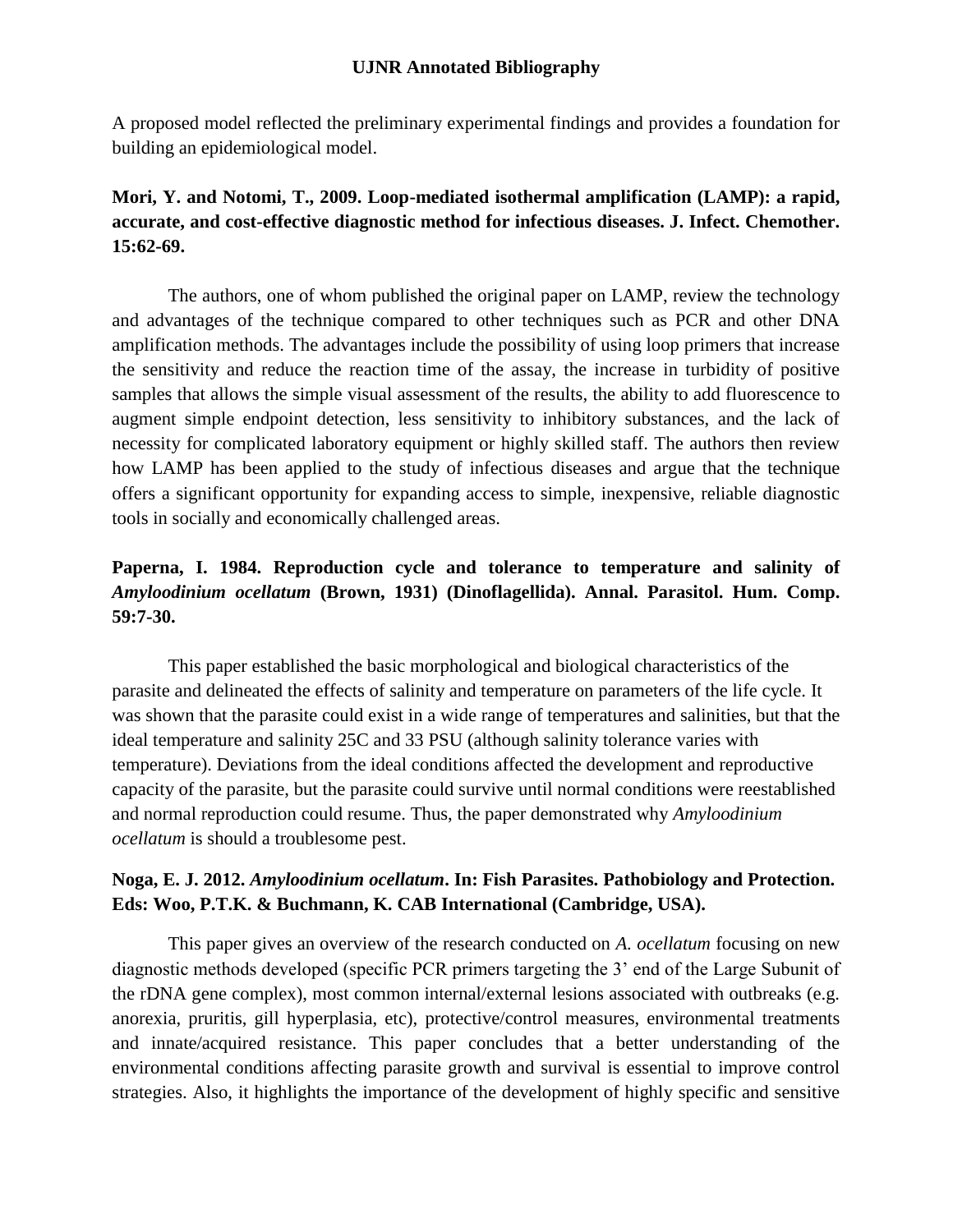A proposed model reflected the preliminary experimental findings and provides a foundation for building an epidemiological model.

**Mori, Y. and Notomi, T., 2009. Loop-mediated isothermal amplification (LAMP): a rapid, accurate, and cost-effective diagnostic method for infectious diseases. J. Infect. Chemother. 15:62-69.**

The authors, one of whom published the original paper on LAMP, review the technology and advantages of the technique compared to other techniques such as PCR and other DNA amplification methods. The advantages include the possibility of using loop primers that increase the sensitivity and reduce the reaction time of the assay, the increase in turbidity of positive samples that allows the simple visual assessment of the results, the ability to add fluorescence to augment simple endpoint detection, less sensitivity to inhibitory substances, and the lack of necessity for complicated laboratory equipment or highly skilled staff. The authors then review how LAMP has been applied to the study of infectious diseases and argue that the technique offers a significant opportunity for expanding access to simple, inexpensive, reliable diagnostic tools in socially and economically challenged areas.

**Paperna, I. 1984. Reproduction cycle and tolerance to temperature and salinity of *Amyloodinium ocellatum* (Brown, 1931) (Dinoflagellida). Annal. Parasitol. Hum. Comp. 59:7-30.**

This paper established the basic morphological and biological characteristics of the parasite and delineated the effects of salinity and temperature on parameters of the life cycle. It was shown that the parasite could exist in a wide range of temperatures and salinities, but that the ideal temperature and salinity 25C and 33 PSU (although salinity tolerance varies with temperature). Deviations from the ideal conditions affected the development and reproductive capacity of the parasite, but the parasite could survive until normal conditions were reestablished and normal reproduction could resume. Thus, the paper demonstrated why *Amyloodinium ocellatum* is should a troublesome pest.

**Noga, E. J. 2012. *Amyloodinium ocellatum*. In: Fish Parasites. Pathobiology and Protection. Eds: Woo, P.T.K. & Buchmann, K. CAB International (Cambridge, USA).**

This paper gives an overview of the research conducted on *A. ocellatum* focusing on new diagnostic methods developed (specific PCR primers targeting the 3' end of the Large Subunit of the rDNA gene complex), most common internal/external lesions associated with outbreaks (e.g. anorexia, pruritis, gill hyperplasia, etc), protective/control measures, environmental treatments and innate/acquired resistance. This paper concludes that a better understanding of the environmental conditions affecting parasite growth and survival is essential to improve control strategies. Also, it highlights the importance of the development of highly specific and sensitive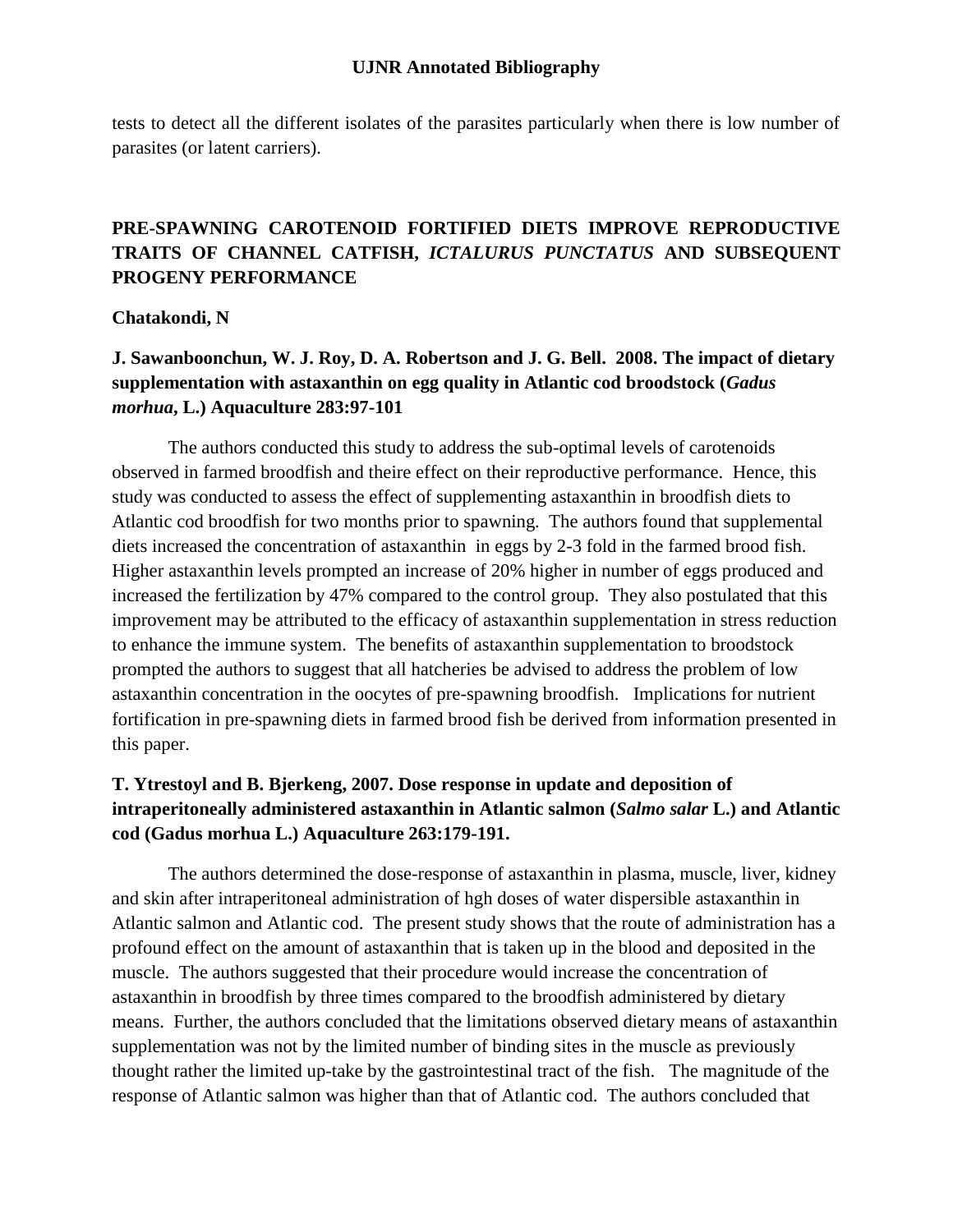tests to detect all the different isolates of the parasites particularly when there is low number of parasites (or latent carriers).

## PRE-SPAWNING CAROTENOID FORTIFIED DIETS IMPROVE REPRODUCTIVE TRAITS OF CHANNEL CATFISH, *ICTALURUS PUNCTATUS* AND SUBSEQUENT PROGENY PERFORMANCE

**Chatakondi, N**

### J. Sawanboonchun, W. J. Roy, D. A. Robertson and J. G. Bell. 2008. The impact of dietary supplementation with astaxanthin on egg quality in Atlantic cod broodstock (*Gadus morhua*, L.) Aquaculture 283:97-101

The authors conducted this study to address the sub-optimal levels of carotenoids observed in farmed broodfish and theire effect on their reproductive performance. Hence, this study was conducted to assess the effect of supplementing astaxanthin in broodfish diets to Atlantic cod broodfish for two months prior to spawning. The authors found that supplemental diets increased the concentration of astaxanthin in eggs by 2-3 fold in the farmed brood fish. Higher astaxanthin levels prompted an increase of 20% higher in number of eggs produced and increased the fertilization by 47% compared to the control group. They also postulated that this improvement may be attributed to the efficacy of astaxanthin supplementation in stress reduction to enhance the immune system. The benefits of astaxanthin supplementation to broodstock prompted the authors to suggest that all hatcheries be advised to address the problem of low astaxanthin concentration in the oocytes of pre-spawning broodfish. Implications for nutrient fortification in pre-spawning diets in farmed brood fish be derived from information presented in this paper.

### T. Ytrestoyl and B. Bjerkeng, 2007. Dose response in update and deposition of intraperitoneally administered astaxanthin in Atlantic salmon (*Salmo salar* L.) and Atlantic cod (Gadus morhua L.) Aquaculture 263:179-191.

The authors determined the dose-response of astaxanthin in plasma, muscle, liver, kidney and skin after intraperitoneal administration of hgh doses of water dispersible astaxanthin in Atlantic salmon and Atlantic cod. The present study shows that the route of administration has a profound effect on the amount of astaxanthin that is taken up in the blood and deposited in the muscle. The authors suggested that their procedure would increase the concentration of astaxanthin in broodfish by three times compared to the broodfish administered by dietary means. Further, the authors concluded that the limitations observed dietary means of astaxanthin supplementation was not by the limited number of binding sites in the muscle as previously thought rather the limited up-take by the gastrointestinal tract of the fish. The magnitude of the response of Atlantic salmon was higher than that of Atlantic cod. The authors concluded that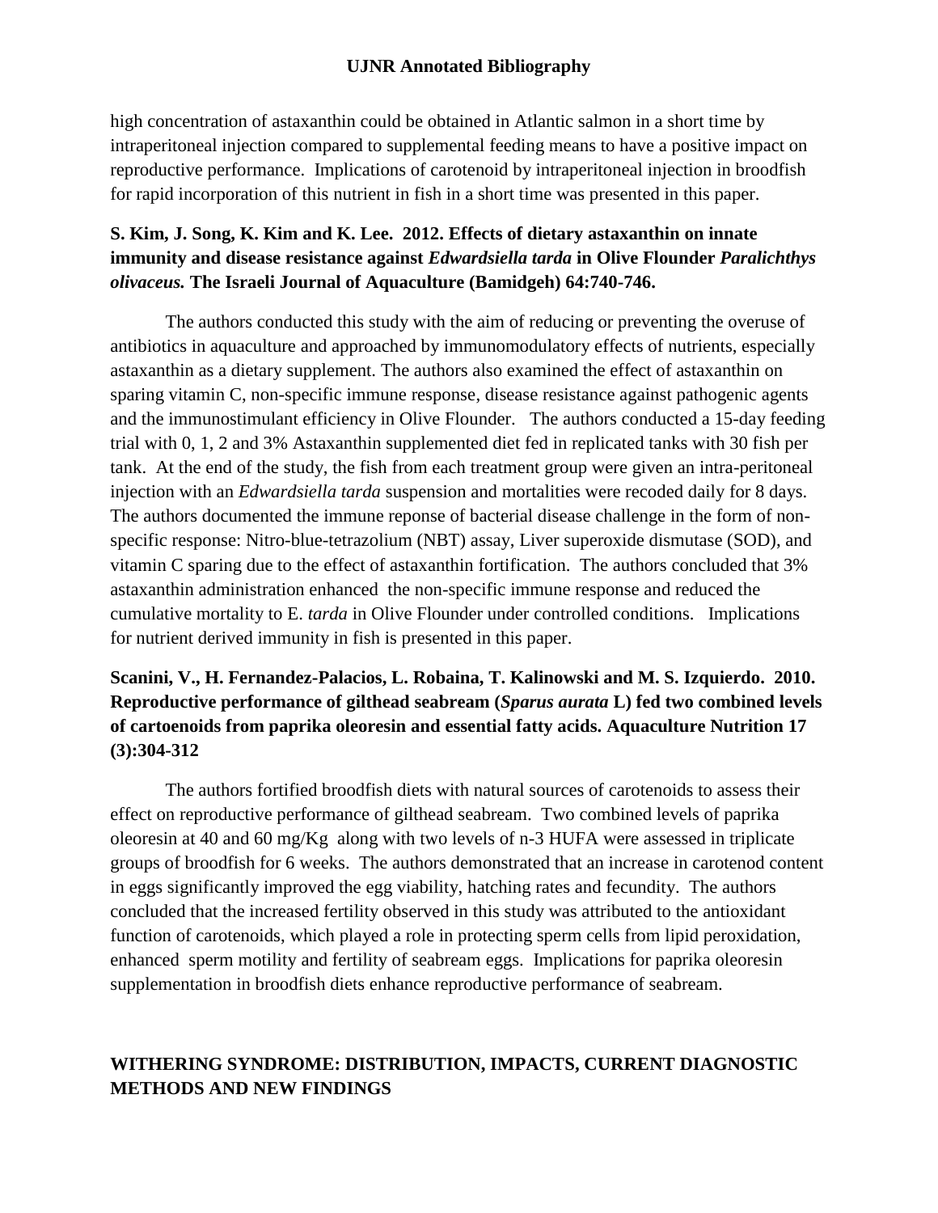high concentration of astaxanthin could be obtained in Atlantic salmon in a short time by intraperitoneal injection compared to supplemental feeding means to have a positive impact on reproductive performance. Implications of carotenoid by intraperitoneal injection in broodfish for rapid incorporation of this nutrient in fish in a short time was presented in this paper.

**S. Kim, J. Song, K. Kim and K. Lee. 2012. Effects of dietary astaxanthin on innate immunity and disease resistance against *Edwardsiella tarda* in Olive Flounder *Paralichthys olivaceus.* The Israeli Journal of Aquaculture (Bamidgeh) 64:740-746.**

The authors conducted this study with the aim of reducing or preventing the overuse of antibiotics in aquaculture and approached by immunomodulatory effects of nutrients, especially astaxanthin as a dietary supplement. The authors also examined the effect of astaxanthin on sparing vitamin C, non-specific immune response, disease resistance against pathogenic agents and the immunostimulant efficiency in Olive Flounder. The authors conducted a 15-day feeding trial with 0, 1, 2 and 3% Astaxanthin supplemented diet fed in replicated tanks with 30 fish per tank. At the end of the study, the fish from each treatment group were given an intra-peritoneal injection with an *Edwardsiella tarda* suspension and mortalities were recoded daily for 8 days. The authors documented the immune reponse of bacterial disease challenge in the form of non-specific response: Nitro-blue-tetrazolium (NBT) assay, Liver superoxide dismutase (SOD), and vitamin C sparing due to the effect of astaxanthin fortification. The authors concluded that 3% astaxanthin administration enhanced the non-specific immune response and reduced the cumulative mortality to E. *tarda* in Olive Flounder under controlled conditions. Implications for nutrient derived immunity in fish is presented in this paper.

**Scanini, V., H. Fernandez-Palacios, L. Robaina, T. Kalinowski and M. S. Izquierdo. 2010. Reproductive performance of gilthead seabream (*Sparus aurata* L) fed two combined levels of cartoenoids from paprika oleoresin and essential fatty acids. Aquaculture Nutrition 17 (3):304-312**

The authors fortified broodfish diets with natural sources of carotenoids to assess their effect on reproductive performance of gilthead seabream. Two combined levels of paprika oleoresin at 40 and 60 mg/Kg along with two levels of n-3 HUFA were assessed in triplicate groups of broodfish for 6 weeks. The authors demonstrated that an increase in carotenod content in eggs significantly improved the egg viability, hatching rates and fecundity. The authors concluded that the increased fertility observed in this study was attributed to the antioxidant function of carotenoids, which played a role in protecting sperm cells from lipid peroxidation, enhanced sperm motility and fertility of seabream eggs. Implications for paprika oleoresin supplementation in broodfish diets enhance reproductive performance of seabream.

## WITHERING SYNDROME: DISTRIBUTION, IMPACTS, CURRENT DIAGNOSTIC METHODS AND NEW FINDINGS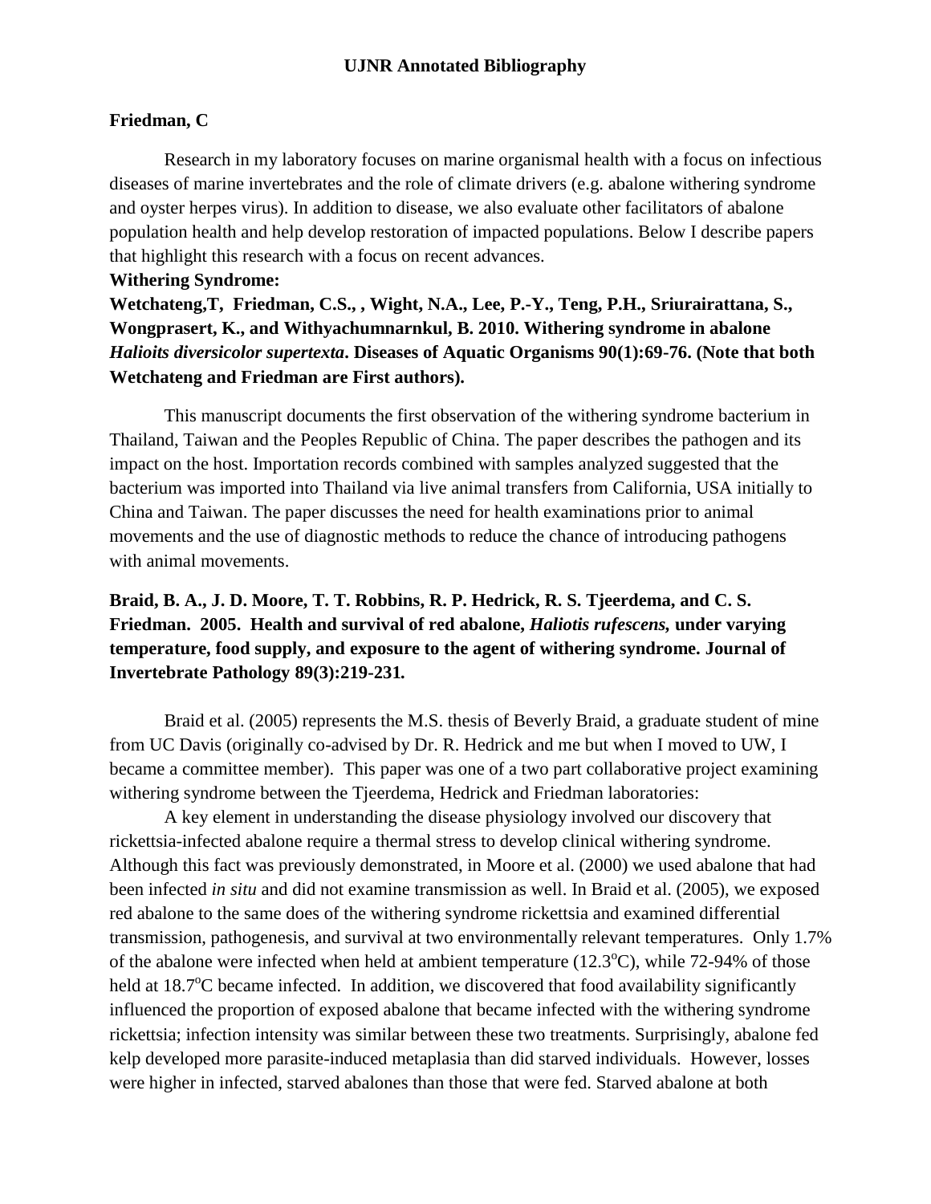## UJNR Annotated Bibliography

**Friedman, C**

Research in my laboratory focuses on marine organismal health with a focus on infectious diseases of marine invertebrates and the role of climate drivers (e.g. abalone withering syndrome and oyster herpes virus). In addition to disease, we also evaluate other facilitators of abalone population health and help develop restoration of impacted populations. Below I describe papers that highlight this research with a focus on recent advances.

**Withering Syndrome:**

**Wetchateng,T, Friedman, C.S., , Wight, N.A., Lee, P.-Y., Teng, P.H., Sriurairattana, S., Wongprasert, K., and Withyachumnarnkul, B. 2010. Withering syndrome in abalone *Halioits diversicolor supertexta*. Diseases of Aquatic Organisms 90(1):69-76. (Note that both Wetchateng and Friedman are First authors).**

This manuscript documents the first observation of the withering syndrome bacterium in Thailand, Taiwan and the Peoples Republic of China. The paper describes the pathogen and its impact on the host. Importation records combined with samples analyzed suggested that the bacterium was imported into Thailand via live animal transfers from California, USA initially to China and Taiwan. The paper discusses the need for health examinations prior to animal movements and the use of diagnostic methods to reduce the chance of introducing pathogens with animal movements.

**Braid, B. A., J. D. Moore, T. T. Robbins, R. P. Hedrick, R. S. Tjeerdema, and C. S. Friedman. 2005. Health and survival of red abalone, *Haliotis rufescens,* under varying temperature, food supply, and exposure to the agent of withering syndrome. Journal of Invertebrate Pathology 89(3):219-231.**

Braid et al. (2005) represents the M.S. thesis of Beverly Braid, a graduate student of mine from UC Davis (originally co-advised by Dr. R. Hedrick and me but when I moved to UW, I became a committee member). This paper was one of a two part collaborative project examining withering syndrome between the Tjeerdema, Hedrick and Friedman laboratories:

A key element in understanding the disease physiology involved our discovery that rickettsia-infected abalone require a thermal stress to develop clinical withering syndrome. Although this fact was previously demonstrated, in Moore et al. (2000) we used abalone that had been infected *in situ* and did not examine transmission as well. In Braid et al. (2005), we exposed red abalone to the same does of the withering syndrome rickettsia and examined differential transmission, pathogenesis, and survival at two environmentally relevant temperatures. Only 1.7% of the abalone were infected when held at ambient temperature (12.3$^{o}$C), while 72-94% of those held at 18.7$^{o}$C became infected. In addition, we discovered that food availability significantly influenced the proportion of exposed abalone that became infected with the withering syndrome rickettsia; infection intensity was similar between these two treatments. Surprisingly, abalone fed kelp developed more parasite-induced metaplasia than did starved individuals. However, losses were higher in infected, starved abalones than those that were fed. Starved abalone at both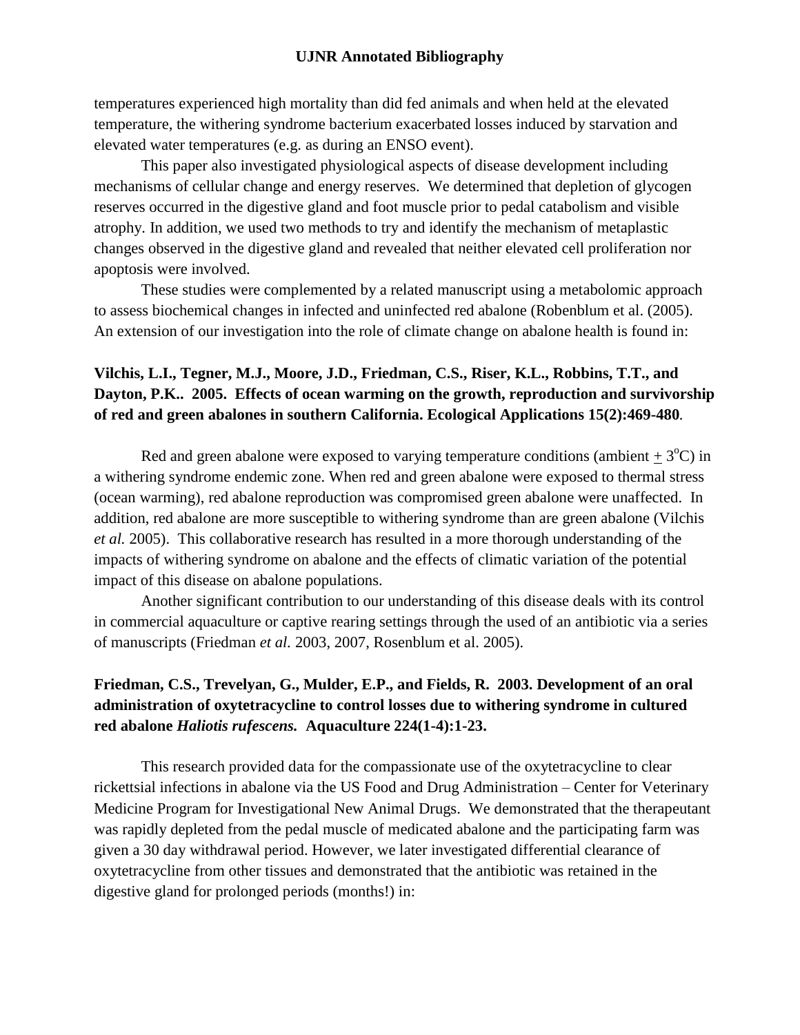temperatures experienced high mortality than did fed animals and when held at the elevated temperature, the withering syndrome bacterium exacerbated losses induced by starvation and elevated water temperatures (e.g. as during an ENSO event).

This paper also investigated physiological aspects of disease development including mechanisms of cellular change and energy reserves. We determined that depletion of glycogen reserves occurred in the digestive gland and foot muscle prior to pedal catabolism and visible atrophy. In addition, we used two methods to try and identify the mechanism of metaplastic changes observed in the digestive gland and revealed that neither elevated cell proliferation nor apoptosis were involved.

These studies were complemented by a related manuscript using a metabolomic approach to assess biochemical changes in infected and uninfected red abalone (Robenblum et al. (2005). An extension of our investigation into the role of climate change on abalone health is found in:

**Vilchis, L.I., Tegner, M.J., Moore, J.D., Friedman, C.S., Riser, K.L., Robbins, T.T., and Dayton, P.K.. 2005. Effects of ocean warming on the growth, reproduction and survivorship of red and green abalones in southern California. Ecological Applications 15(2):469-480**.

Red and green abalone were exposed to varying temperature conditions (ambient $\pm$ 3$^{o}$C) in a withering syndrome endemic zone. When red and green abalone were exposed to thermal stress (ocean warming), red abalone reproduction was compromised green abalone were unaffected. In addition, red abalone are more susceptible to withering syndrome than are green abalone (Vilchis *et al.* 2005). This collaborative research has resulted in a more thorough understanding of the impacts of withering syndrome on abalone and the effects of climatic variation of the potential impact of this disease on abalone populations.

Another significant contribution to our understanding of this disease deals with its control in commercial aquaculture or captive rearing settings through the used of an antibiotic via a series of manuscripts (Friedman *et al.* 2003, 2007, Rosenblum et al. 2005).

**Friedman, C.S., Trevelyan, G., Mulder, E.P., and Fields, R. 2003. Development of an oral administration of oxytetracycline to control losses due to withering syndrome in cultured red abalone *Haliotis rufescens.* Aquaculture 224(1-4):1-23.**

This research provided data for the compassionate use of the oxytetracycline to clear rickettsial infections in abalone via the US Food and Drug Administration – Center for Veterinary Medicine Program for Investigational New Animal Drugs. We demonstrated that the therapeutant was rapidly depleted from the pedal muscle of medicated abalone and the participating farm was given a 30 day withdrawal period. However, we later investigated differential clearance of oxytetracycline from other tissues and demonstrated that the antibiotic was retained in the digestive gland for prolonged periods (months!) in: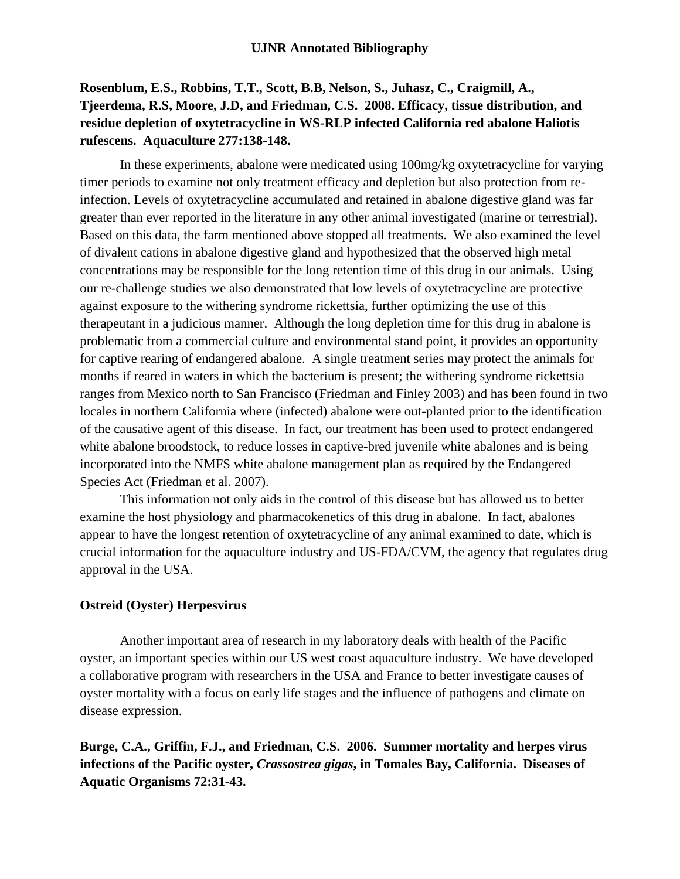**Rosenblum, E.S., Robbins, T.T., Scott, B.B, Nelson, S., Juhasz, C., Craigmill, A., Tjeerdema, R.S, Moore, J.D, and Friedman, C.S. 2008. Efficacy, tissue distribution, and residue depletion of oxytetracycline in WS-RLP infected California red abalone Haliotis rufescens. Aquaculture 277:138-148.**

In these experiments, abalone were medicated using 100mg/kg oxytetracycline for varying timer periods to examine not only treatment efficacy and depletion but also protection from re-infection. Levels of oxytetracycline accumulated and retained in abalone digestive gland was far greater than ever reported in the literature in any other animal investigated (marine or terrestrial). Based on this data, the farm mentioned above stopped all treatments. We also examined the level of divalent cations in abalone digestive gland and hypothesized that the observed high metal concentrations may be responsible for the long retention time of this drug in our animals. Using our re-challenge studies we also demonstrated that low levels of oxytetracycline are protective against exposure to the withering syndrome rickettsia, further optimizing the use of this therapeutant in a judicious manner. Although the long depletion time for this drug in abalone is problematic from a commercial culture and environmental stand point, it provides an opportunity for captive rearing of endangered abalone. A single treatment series may protect the animals for months if reared in waters in which the bacterium is present; the withering syndrome rickettsia ranges from Mexico north to San Francisco (Friedman and Finley 2003) and has been found in two locales in northern California where (infected) abalone were out-planted prior to the identification of the causative agent of this disease. In fact, our treatment has been used to protect endangered white abalone broodstock, to reduce losses in captive-bred juvenile white abalones and is being incorporated into the NMFS white abalone management plan as required by the Endangered Species Act (Friedman et al. 2007).

This information not only aids in the control of this disease but has allowed us to better examine the host physiology and pharmacokenetics of this drug in abalone. In fact, abalones appear to have the longest retention of oxytetracycline of any animal examined to date, which is crucial information for the aquaculture industry and US-FDA/CVM, the agency that regulates drug approval in the USA.

**Ostreid (Oyster) Herpesvirus**

Another important area of research in my laboratory deals with health of the Pacific oyster, an important species within our US west coast aquaculture industry. We have developed a collaborative program with researchers in the USA and France to better investigate causes of oyster mortality with a focus on early life stages and the influence of pathogens and climate on disease expression.

**Burge, C.A., Griffin, F.J., and Friedman, C.S. 2006. Summer mortality and herpes virus infections of the Pacific oyster, *Crassostrea gigas*, in Tomales Bay, California. Diseases of Aquatic Organisms 72:31-43.**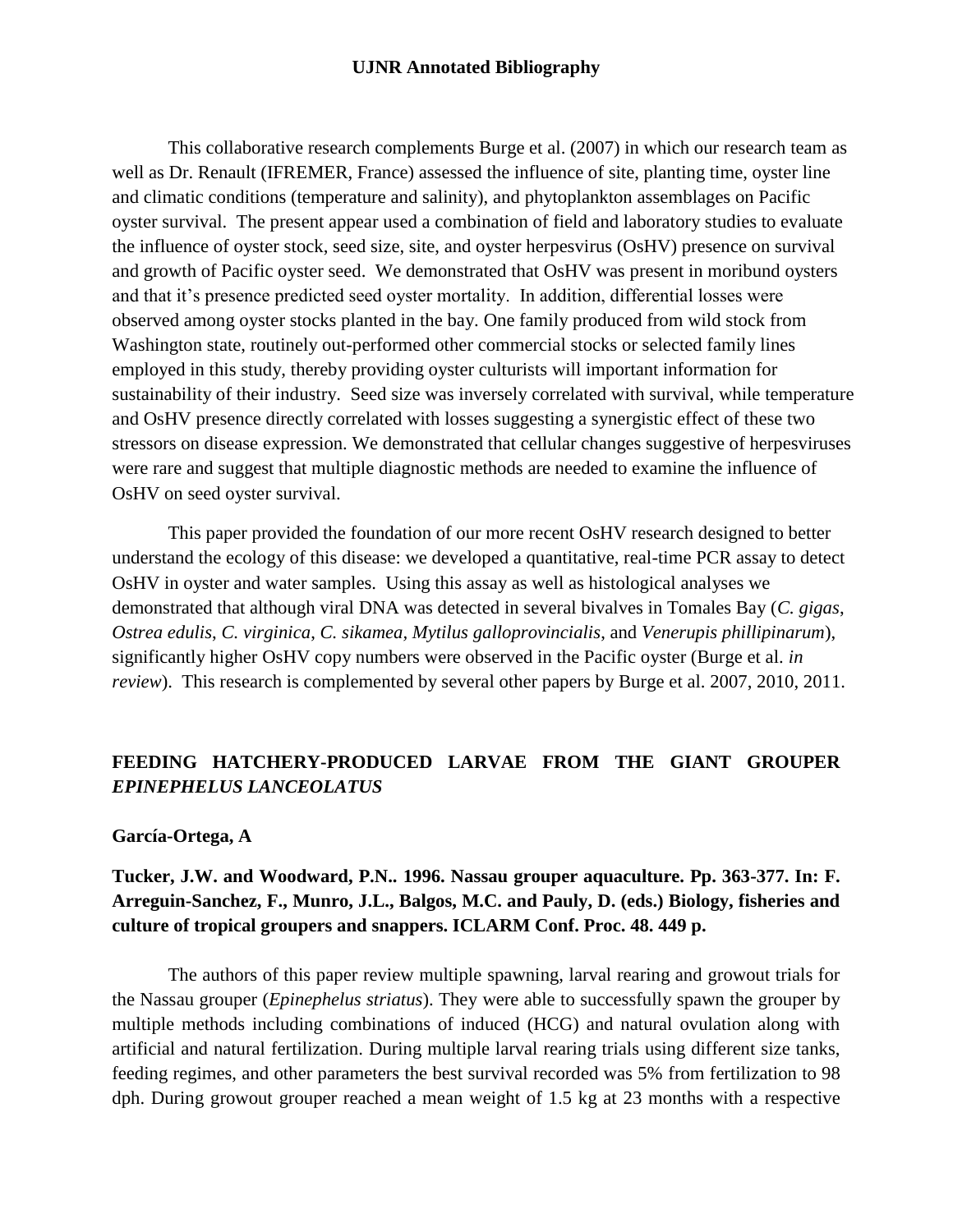This collaborative research complements Burge et al. (2007) in which our research team as well as Dr. Renault (IFREMER, France) assessed the influence of site, planting time, oyster line and climatic conditions (temperature and salinity), and phytoplankton assemblages on Pacific oyster survival. The present appear used a combination of field and laboratory studies to evaluate the influence of oyster stock, seed size, site, and oyster herpesvirus (OsHV) presence on survival and growth of Pacific oyster seed. We demonstrated that OsHV was present in moribund oysters and that it's presence predicted seed oyster mortality. In addition, differential losses were observed among oyster stocks planted in the bay. One family produced from wild stock from Washington state, routinely out-performed other commercial stocks or selected family lines employed in this study, thereby providing oyster culturists will important information for sustainability of their industry. Seed size was inversely correlated with survival, while temperature and OsHV presence directly correlated with losses suggesting a synergistic effect of these two stressors on disease expression. We demonstrated that cellular changes suggestive of herpesviruses were rare and suggest that multiple diagnostic methods are needed to examine the influence of OsHV on seed oyster survival.

This paper provided the foundation of our more recent OsHV research designed to better understand the ecology of this disease: we developed a quantitative, real-time PCR assay to detect OsHV in oyster and water samples. Using this assay as well as histological analyses we demonstrated that although viral DNA was detected in several bivalves in Tomales Bay (*C. gigas*, *Ostrea edulis*, *C. virginica*, *C. sikamea*, *Mytilus galloprovincialis*, and *Venerupis phillipinarum*), significantly higher OsHV copy numbers were observed in the Pacific oyster (Burge et al. *in review*). This research is complemented by several other papers by Burge et al. 2007, 2010, 2011.

## FEEDING HATCHERY-PRODUCED LARVAE FROM THE GIANT GROUPER *EPINEPHELUS LANCEOLATUS*

**García-Ortega, A**

**Tucker, J.W. and Woodward, P.N.. 1996. Nassau grouper aquaculture. Pp. 363-377. In: F. Arreguin-Sanchez, F., Munro, J.L., Balgos, M.C. and Pauly, D. (eds.) Biology, fisheries and culture of tropical groupers and snappers. ICLARM Conf. Proc. 48. 449 p.**

The authors of this paper review multiple spawning, larval rearing and growout trials for the Nassau grouper (*Epinephelus striatus*). They were able to successfully spawn the grouper by multiple methods including combinations of induced (HCG) and natural ovulation along with artificial and natural fertilization. During multiple larval rearing trials using different size tanks, feeding regimes, and other parameters the best survival recorded was 5% from fertilization to 98 dph. During growout grouper reached a mean weight of 1.5 kg at 23 months with a respective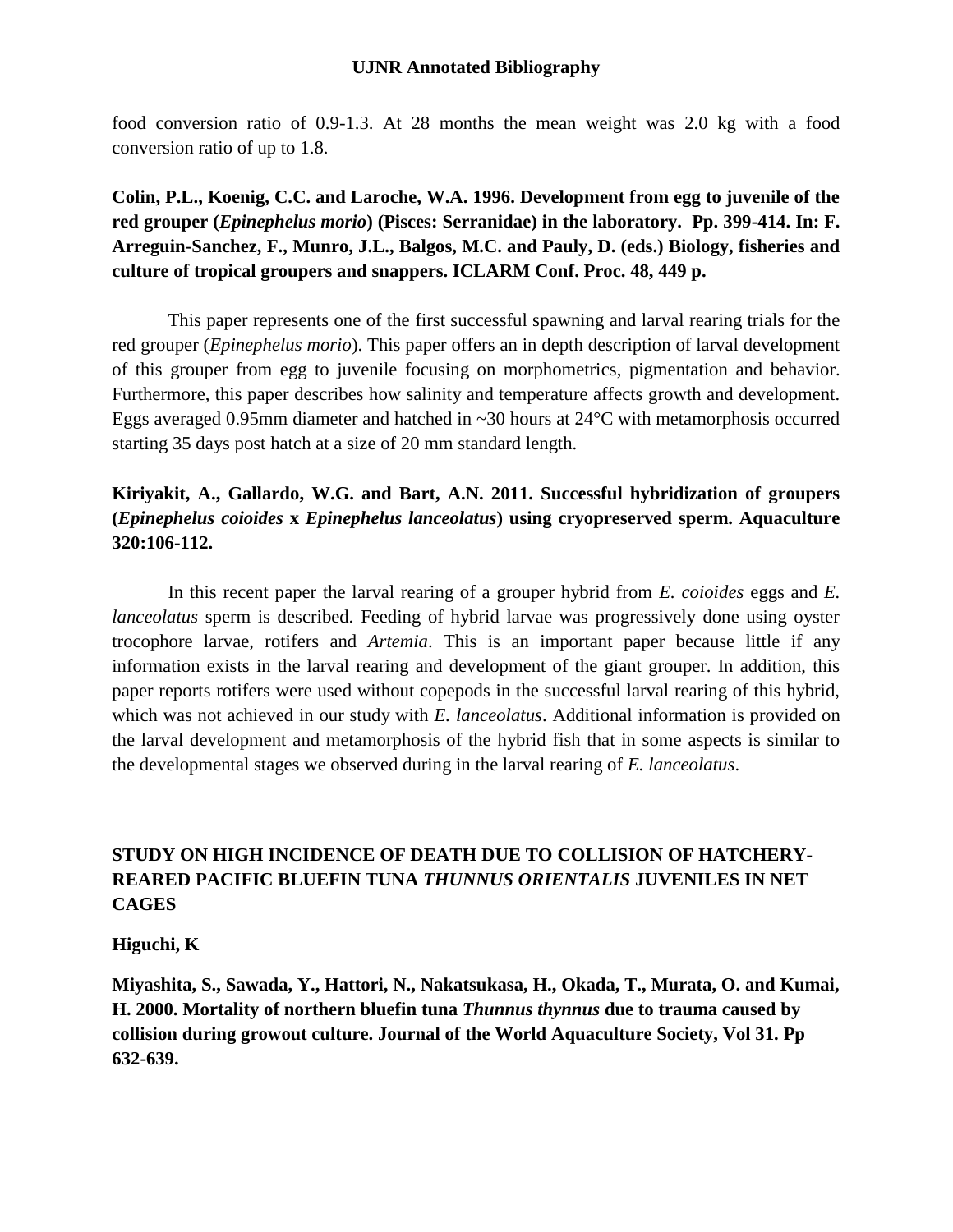food conversion ratio of 0.9-1.3. At 28 months the mean weight was 2.0 kg with a food conversion ratio of up to 1.8.

**Colin, P.L., Koenig, C.C. and Laroche, W.A. 1996. Development from egg to juvenile of the red grouper (*Epinephelus morio*) (Pisces: Serranidae) in the laboratory. Pp. 399-414. In: F. Arreguin-Sanchez, F., Munro, J.L., Balgos, M.C. and Pauly, D. (eds.) Biology, fisheries and culture of tropical groupers and snappers. ICLARM Conf. Proc. 48, 449 p.**

This paper represents one of the first successful spawning and larval rearing trials for the red grouper (*Epinephelus morio*). This paper offers an in depth description of larval development of this grouper from egg to juvenile focusing on morphometrics, pigmentation and behavior. Furthermore, this paper describes how salinity and temperature affects growth and development. Eggs averaged 0.95mm diameter and hatched in ~30 hours at 24°C with metamorphosis occurred starting 35 days post hatch at a size of 20 mm standard length.

**Kiriyakit, A., Gallardo, W.G. and Bart, A.N. 2011. Successful hybridization of groupers (*Epinephelus coioides* x *Epinephelus lanceolatus*) using cryopreserved sperm. Aquaculture 320:106-112.**

In this recent paper the larval rearing of a grouper hybrid from *E. coioides* eggs and *E. lanceolatus* sperm is described. Feeding of hybrid larvae was progressively done using oyster trocophore larvae, rotifers and *Artemia*. This is an important paper because little if any information exists in the larval rearing and development of the giant grouper. In addition, this paper reports rotifers were used without copepods in the successful larval rearing of this hybrid, which was not achieved in our study with *E. lanceolatus*. Additional information is provided on the larval development and metamorphosis of the hybrid fish that in some aspects is similar to the developmental stages we observed during in the larval rearing of *E. lanceolatus*.

## STUDY ON HIGH INCIDENCE OF DEATH DUE TO COLLISION OF HATCHERY-REARED PACIFIC BLUEFIN TUNA *THUNNUS ORIENTALIS* JUVENILES IN NET CAGES

**Higuchi, K**

**Miyashita, S., Sawada, Y., Hattori, N., Nakatsukasa, H., Okada, T., Murata, O. and Kumai, H. 2000. Mortality of northern bluefin tuna *Thunnus thynnus* due to trauma caused by collision during growout culture. Journal of the World Aquaculture Society, Vol 31. Pp 632-639.**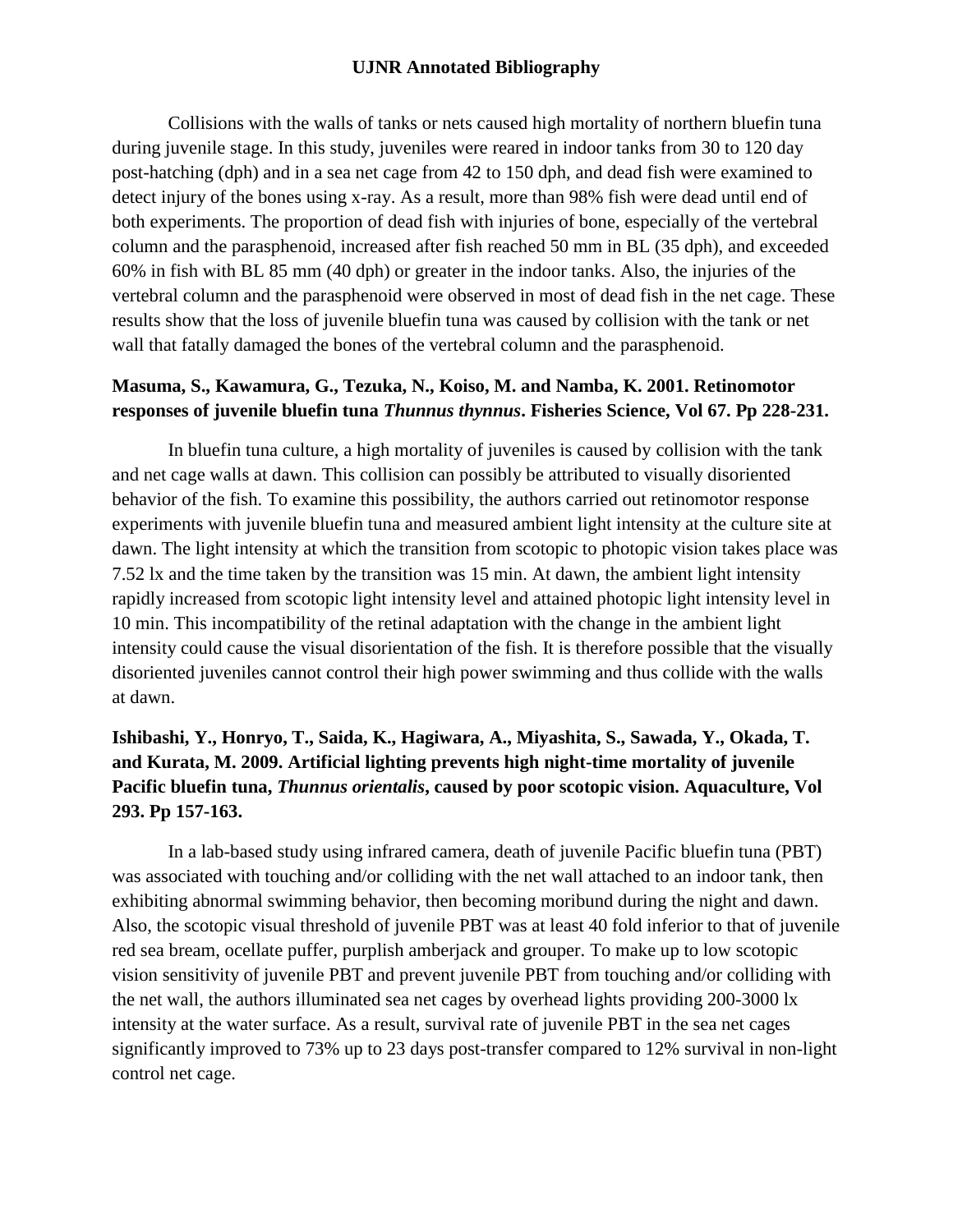Collisions with the walls of tanks or nets caused high mortality of northern bluefin tuna during juvenile stage. In this study, juveniles were reared in indoor tanks from 30 to 120 day post-hatching (dph) and in a sea net cage from 42 to 150 dph, and dead fish were examined to detect injury of the bones using x-ray. As a result, more than 98% fish were dead until end of both experiments. The proportion of dead fish with injuries of bone, especially of the vertebral column and the parasphenoid, increased after fish reached 50 mm in BL (35 dph), and exceeded 60% in fish with BL 85 mm (40 dph) or greater in the indoor tanks. Also, the injuries of the vertebral column and the parasphenoid were observed in most of dead fish in the net cage. These results show that the loss of juvenile bluefin tuna was caused by collision with the tank or net wall that fatally damaged the bones of the vertebral column and the parasphenoid.

**Masuma, S., Kawamura, G., Tezuka, N., Koiso, M. and Namba, K. 2001. Retinomotor responses of juvenile bluefin tuna *Thunnus thynnus*. Fisheries Science, Vol 67. Pp 228-231.**

In bluefin tuna culture, a high mortality of juveniles is caused by collision with the tank and net cage walls at dawn. This collision can possibly be attributed to visually disoriented behavior of the fish. To examine this possibility, the authors carried out retinomotor response experiments with juvenile bluefin tuna and measured ambient light intensity at the culture site at dawn. The light intensity at which the transition from scotopic to photopic vision takes place was 7.52 lx and the time taken by the transition was 15 min. At dawn, the ambient light intensity rapidly increased from scotopic light intensity level and attained photopic light intensity level in 10 min. This incompatibility of the retinal adaptation with the change in the ambient light intensity could cause the visual disorientation of the fish. It is therefore possible that the visually disoriented juveniles cannot control their high power swimming and thus collide with the walls at dawn.

**Ishibashi, Y., Honryo, T., Saida, K., Hagiwara, A., Miyashita, S., Sawada, Y., Okada, T. and Kurata, M. 2009. Artificial lighting prevents high night-time mortality of juvenile Pacific bluefin tuna, *Thunnus orientalis*, caused by poor scotopic vision. Aquaculture, Vol 293. Pp 157-163.**

In a lab-based study using infrared camera, death of juvenile Pacific bluefin tuna (PBT) was associated with touching and/or colliding with the net wall attached to an indoor tank, then exhibiting abnormal swimming behavior, then becoming moribund during the night and dawn. Also, the scotopic visual threshold of juvenile PBT was at least 40 fold inferior to that of juvenile red sea bream, ocellate puffer, purplish amberjack and grouper. To make up to low scotopic vision sensitivity of juvenile PBT and prevent juvenile PBT from touching and/or colliding with the net wall, the authors illuminated sea net cages by overhead lights providing 200-3000 lx intensity at the water surface. As a result, survival rate of juvenile PBT in the sea net cages significantly improved to 73% up to 23 days post-transfer compared to 12% survival in non-light control net cage.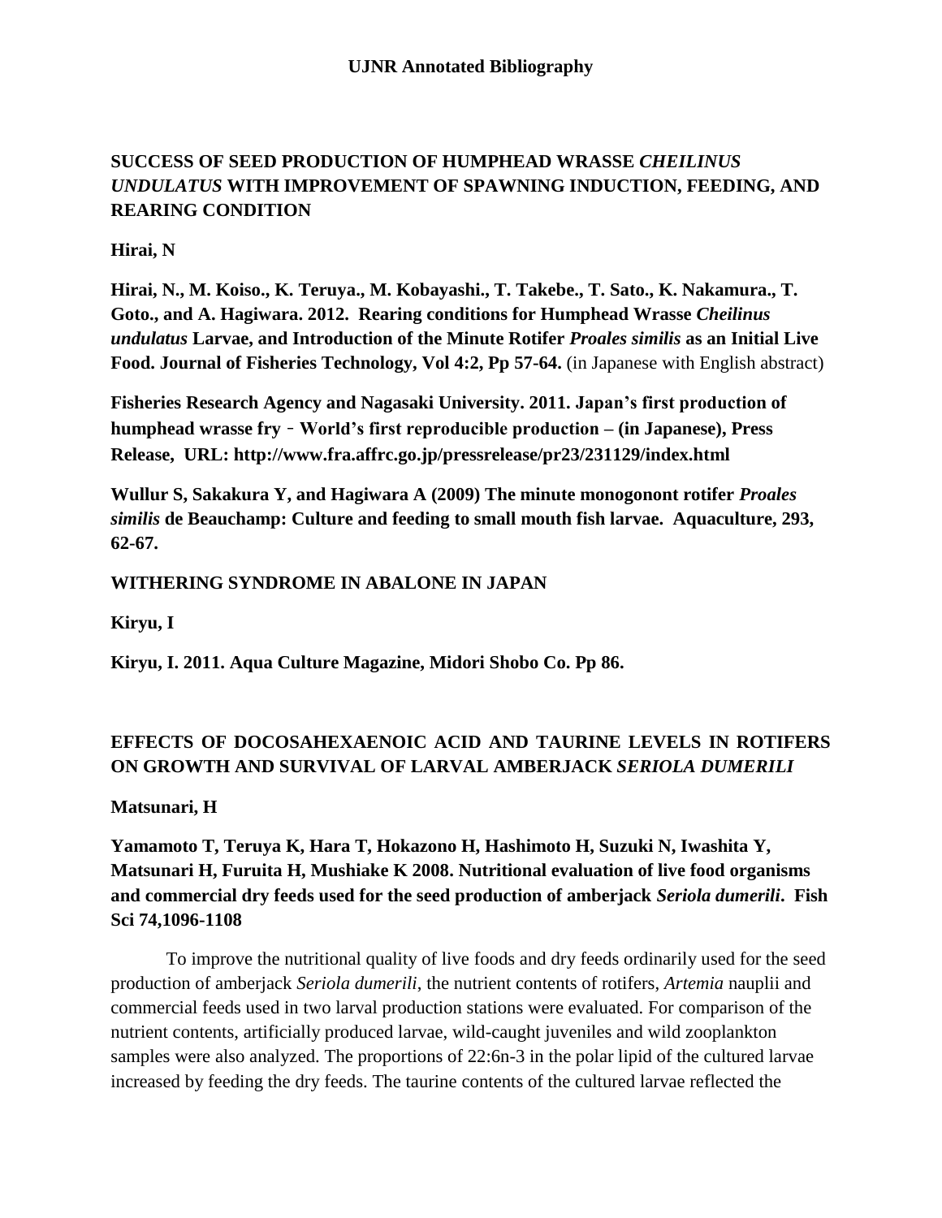**SUCCESS OF SEED PRODUCTION OF HUMPHEAD WRASSE *CHEILINUS UNDULATUS* WITH IMPROVEMENT OF SPAWNING INDUCTION, FEEDING, AND REARING CONDITION**

**Hirai, N**

**Hirai, N., M. Koiso., K. Teruya., M. Kobayashi., T. Takebe., T. Sato., K. Nakamura., T. Goto., and A. Hagiwara. 2012. Rearing conditions for Humphead Wrasse *Cheilinus undulatus* Larvae, and Introduction of the Minute Rotifer *Proales similis* as an Initial Live Food. Journal of Fisheries Technology, Vol 4:2, Pp 57-64.** (in Japanese with English abstract)

**Fisheries Research Agency and Nagasaki University. 2011. Japan's first production of humphead wrasse fry – World's first reproducible production – (in Japanese), Press Release, URL: http://www.fra.affrc.go.jp/pressrelease/pr23/231129/index.html**

**Wullur S, Sakakura Y, and Hagiwara A (2009) The minute monogonont rotifer *Proales similis* de Beauchamp: Culture and feeding to small mouth fish larvae. Aquaculture, 293, 62-67.**

**WITHERING SYNDROME IN ABALONE IN JAPAN**

**Kiryu, I**

**Kiryu, I. 2011. Aqua Culture Magazine, Midori Shobo Co. Pp 86.**

**EFFECTS OF DOCOSAHEXAENOIC ACID AND TAURINE LEVELS IN ROTIFERS ON GROWTH AND SURVIVAL OF LARVAL AMBERJACK *SERIOLA DUMERILI***

**Matsunari, H**

**Yamamoto T, Teruya K, Hara T, Hokazono H, Hashimoto H, Suzuki N, Iwashita Y, Matsunari H, Furuita H, Mushiake K 2008. Nutritional evaluation of live food organisms and commercial dry feeds used for the seed production of amberjack *Seriola dumerili*. Fish Sci 74,1096-1108**

To improve the nutritional quality of live foods and dry feeds ordinarily used for the seed production of amberjack *Seriola dumerili*, the nutrient contents of rotifers, *Artemia* nauplii and commercial feeds used in two larval production stations were evaluated. For comparison of the nutrient contents, artificially produced larvae, wild-caught juveniles and wild zooplankton samples were also analyzed. The proportions of 22:6n-3 in the polar lipid of the cultured larvae increased by feeding the dry feeds. The taurine contents of the cultured larvae reflected the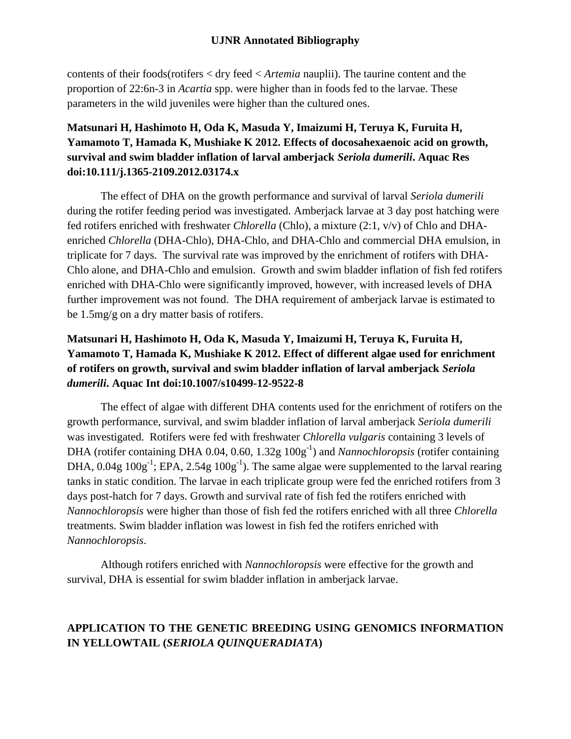contents of their foods(rotifers < dry feed < *Artemia* nauplii). The taurine content and the proportion of 22:6n-3 in *Acartia* spp. were higher than in foods fed to the larvae. These parameters in the wild juveniles were higher than the cultured ones.

**Matsunari H, Hashimoto H, Oda K, Masuda Y, Imaizumi H, Teruya K, Furuita H, Yamamoto T, Hamada K, Mushiake K 2012. Effects of docosahexaenoic acid on growth, survival and swim bladder inflation of larval amberjack *Seriola dumerili*. Aquac Res doi:10.111/j.1365-2109.2012.03174.x**

The effect of DHA on the growth performance and survival of larval *Seriola dumerili* during the rotifer feeding period was investigated. Amberjack larvae at 3 day post hatching were fed rotifers enriched with freshwater *Chlorella* (Chlo), a mixture (2:1, v/v) of Chlo and DHA-enriched *Chlorella* (DHA-Chlo), DHA-Chlo, and DHA-Chlo and commercial DHA emulsion, in triplicate for 7 days. The survival rate was improved by the enrichment of rotifers with DHA-Chlo alone, and DHA-Chlo and emulsion. Growth and swim bladder inflation of fish fed rotifers enriched with DHA-Chlo were significantly improved, however, with increased levels of DHA further improvement was not found. The DHA requirement of amberjack larvae is estimated to be 1.5mg/g on a dry matter basis of rotifers.

**Matsunari H, Hashimoto H, Oda K, Masuda Y, Imaizumi H, Teruya K, Furuita H, Yamamoto T, Hamada K, Mushiake K 2012. Effect of different algae used for enrichment of rotifers on growth, survival and swim bladder inflation of larval amberjack *Seriola dumerili*. Aquac Int doi:10.1007/s10499-12-9522-8**

The effect of algae with different DHA contents used for the enrichment of rotifers on the growth performance, survival, and swim bladder inflation of larval amberjack *Seriola dumerili* was investigated. Rotifers were fed with freshwater *Chlorella vulgaris* containing 3 levels of DHA (rotifer containing DHA 0.04, 0.60, 1.32g $100g^{-1}$) and *Nannochloropsis* (rotifer containing DHA, 0.04g $100g^{-1}$; EPA, 2.54g $100g^{-1}$). The same algae were supplemented to the larval rearing tanks in static condition. The larvae in each triplicate group were fed the enriched rotifers from 3 days post-hatch for 7 days. Growth and survival rate of fish fed the rotifers enriched with *Nannochloropsis* were higher than those of fish fed the rotifers enriched with all three *Chlorella* treatments. Swim bladder inflation was lowest in fish fed the rotifers enriched with *Nannochloropsis*.

Although rotifers enriched with *Nannochloropsis* were effective for the growth and survival, DHA is essential for swim bladder inflation in amberjack larvae.

## APPLICATION TO THE GENETIC BREEDING USING GENOMICS INFORMATION IN YELLOWTAIL (*SERIOLA QUINQUERADIATA*)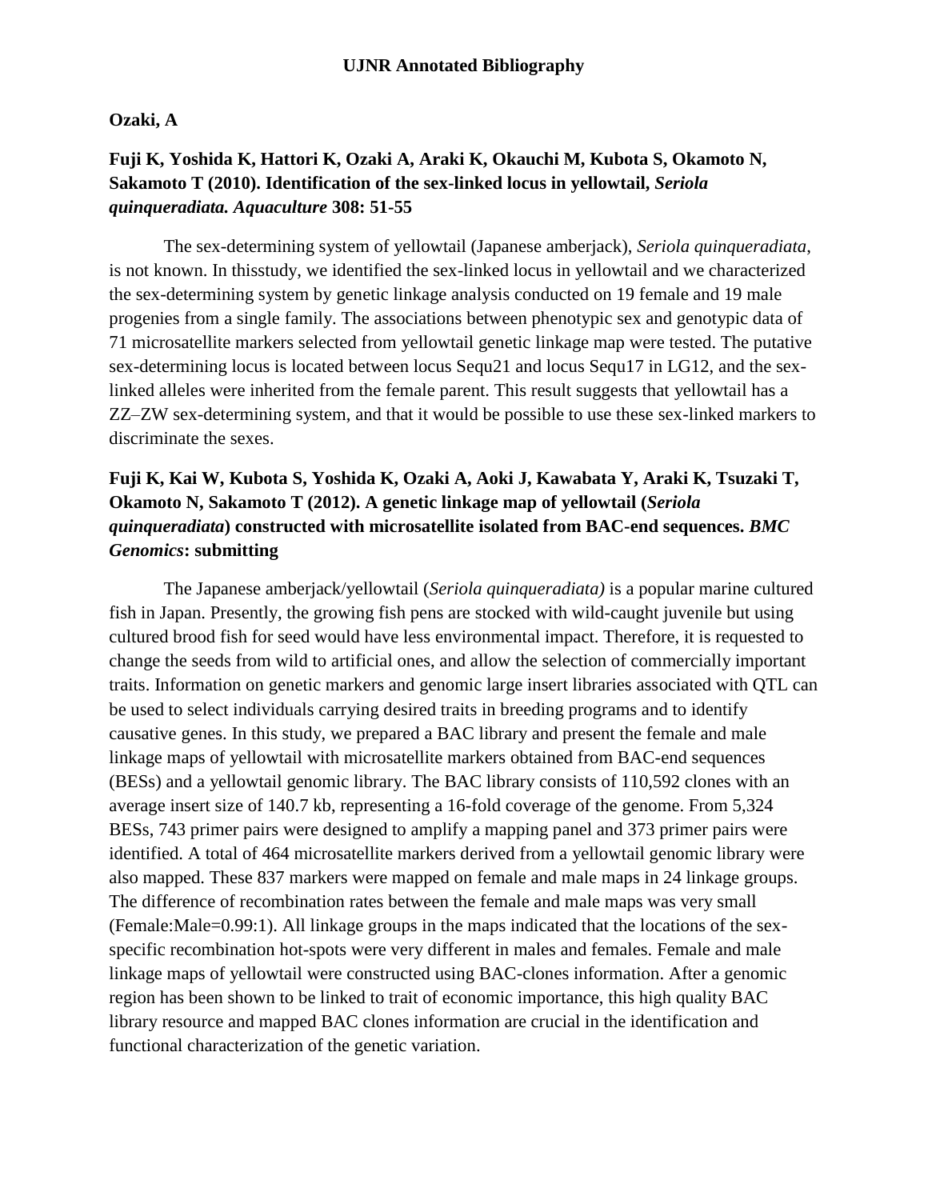**Ozaki, A**

**Fuji K, Yoshida K, Hattori K, Ozaki A, Araki K, Okauchi M, Kubota S, Okamoto N, Sakamoto T (2010). Identification of the sex-linked locus in yellowtail, *Seriola quinqueradiata. Aquaculture* 308: 51-55**

The sex-determining system of yellowtail (Japanese amberjack), *Seriola quinqueradiata*, is not known. In thisstudy, we identified the sex-linked locus in yellowtail and we characterized the sex-determining system by genetic linkage analysis conducted on 19 female and 19 male progenies from a single family. The associations between phenotypic sex and genotypic data of 71 microsatellite markers selected from yellowtail genetic linkage map were tested. The putative sex-determining locus is located between locus Sequ21 and locus Sequ17 in LG12, and the sex-linked alleles were inherited from the female parent. This result suggests that yellowtail has a ZZ–ZW sex-determining system, and that it would be possible to use these sex-linked markers to discriminate the sexes.

**Fuji K, Kai W, Kubota S, Yoshida K, Ozaki A, Aoki J, Kawabata Y, Araki K, Tsuzaki T, Okamoto N, Sakamoto T (2012). A genetic linkage map of yellowtail (*Seriola quinqueradiata*) constructed with microsatellite isolated from BAC-end sequences. *BMC Genomics*: submitting**

The Japanese amberjack/yellowtail (*Seriola quinqueradiata)* is a popular marine cultured fish in Japan. Presently, the growing fish pens are stocked with wild-caught juvenile but using cultured brood fish for seed would have less environmental impact. Therefore, it is requested to change the seeds from wild to artificial ones, and allow the selection of commercially important traits. Information on genetic markers and genomic large insert libraries associated with QTL can be used to select individuals carrying desired traits in breeding programs and to identify causative genes. In this study, we prepared a BAC library and present the female and male linkage maps of yellowtail with microsatellite markers obtained from BAC-end sequences (BESs) and a yellowtail genomic library. The BAC library consists of 110,592 clones with an average insert size of 140.7 kb, representing a 16-fold coverage of the genome. From 5,324 BESs, 743 primer pairs were designed to amplify a mapping panel and 373 primer pairs were identified. A total of 464 microsatellite markers derived from a yellowtail genomic library were also mapped. These 837 markers were mapped on female and male maps in 24 linkage groups. The difference of recombination rates between the female and male maps was very small (Female:Male=0.99:1). All linkage groups in the maps indicated that the locations of the sex-specific recombination hot-spots were very different in males and females. Female and male linkage maps of yellowtail were constructed using BAC-clones information. After a genomic region has been shown to be linked to trait of economic importance, this high quality BAC library resource and mapped BAC clones information are crucial in the identification and functional characterization of the genetic variation.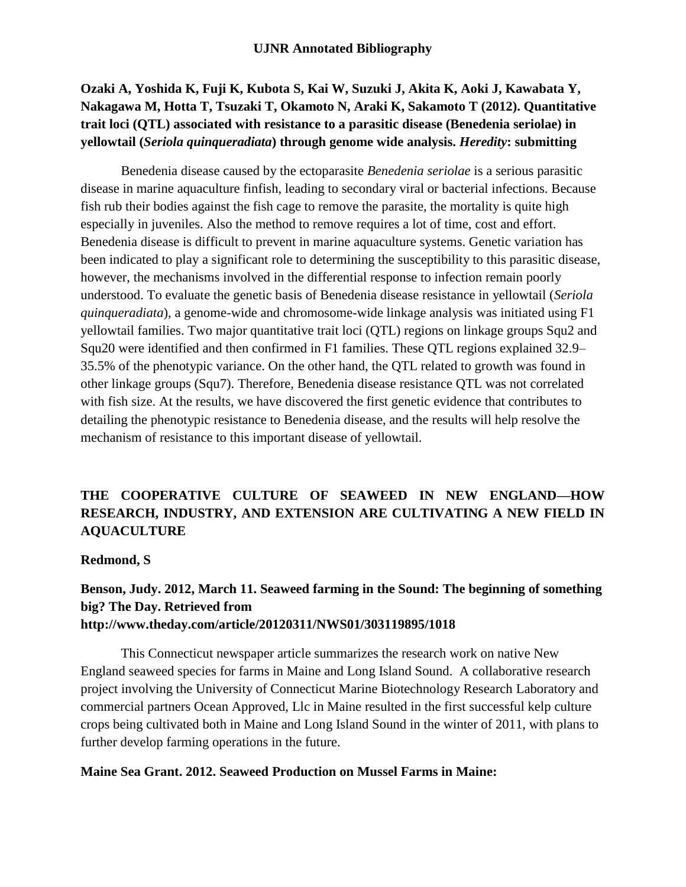**Ozaki A, Yoshida K, Fuji K, Kubota S, Kai W, Suzuki J, Akita K, Aoki J, Kawabata Y, Nakagawa M, Hotta T, Tsuzaki T, Okamoto N, Araki K, Sakamoto T (2012). Quantitative trait loci (QTL) associated with resistance to a parasitic disease (Benedenia seriolae) in yellowtail (*Seriola quinqueradiata*) through genome wide analysis. *Heredity*: submitting**

Benedenia disease caused by the ectoparasite *Benedenia seriolae* is a serious parasitic disease in marine aquaculture finfish, leading to secondary viral or bacterial infections. Because fish rub their bodies against the fish cage to remove the parasite, the mortality is quite high especially in juveniles. Also the method to remove requires a lot of time, cost and effort. Benedenia disease is difficult to prevent in marine aquaculture systems. Genetic variation has been indicated to play a significant role to determining the susceptibility to this parasitic disease, however, the mechanisms involved in the differential response to infection remain poorly understood. To evaluate the genetic basis of Benedenia disease resistance in yellowtail (*Seriola quinqueradiata*), a genome-wide and chromosome-wide linkage analysis was initiated using F1 yellowtail families. Two major quantitative trait loci (QTL) regions on linkage groups Squ2 and Squ20 were identified and then confirmed in F1 families. These QTL regions explained 32.9–35.5% of the phenotypic variance. On the other hand, the QTL related to growth was found in other linkage groups (Squ7). Therefore, Benedenia disease resistance QTL was not correlated with fish size. At the results, we have discovered the first genetic evidence that contributes to detailing the phenotypic resistance to Benedenia disease, and the results will help resolve the mechanism of resistance to this important disease of yellowtail.

## THE COOPERATIVE CULTURE OF SEAWEED IN NEW ENGLAND—HOW RESEARCH, INDUSTRY, AND EXTENSION ARE CULTIVATING A NEW FIELD IN AQUACULTURE

**Redmond, S**

**Benson, Judy. 2012, March 11. Seaweed farming in the Sound: The beginning of something big? The Day. Retrieved from http://www.theday.com/article/20120311/NWS01/303119895/1018**

This Connecticut newspaper article summarizes the research work on native New England seaweed species for farms in Maine and Long Island Sound. A collaborative research project involving the University of Connecticut Marine Biotechnology Research Laboratory and commercial partners Ocean Approved, Llc in Maine resulted in the first successful kelp culture crops being cultivated both in Maine and Long Island Sound in the winter of 2011, with plans to further develop farming operations in the future.

**Maine Sea Grant. 2012. Seaweed Production on Mussel Farms in Maine:**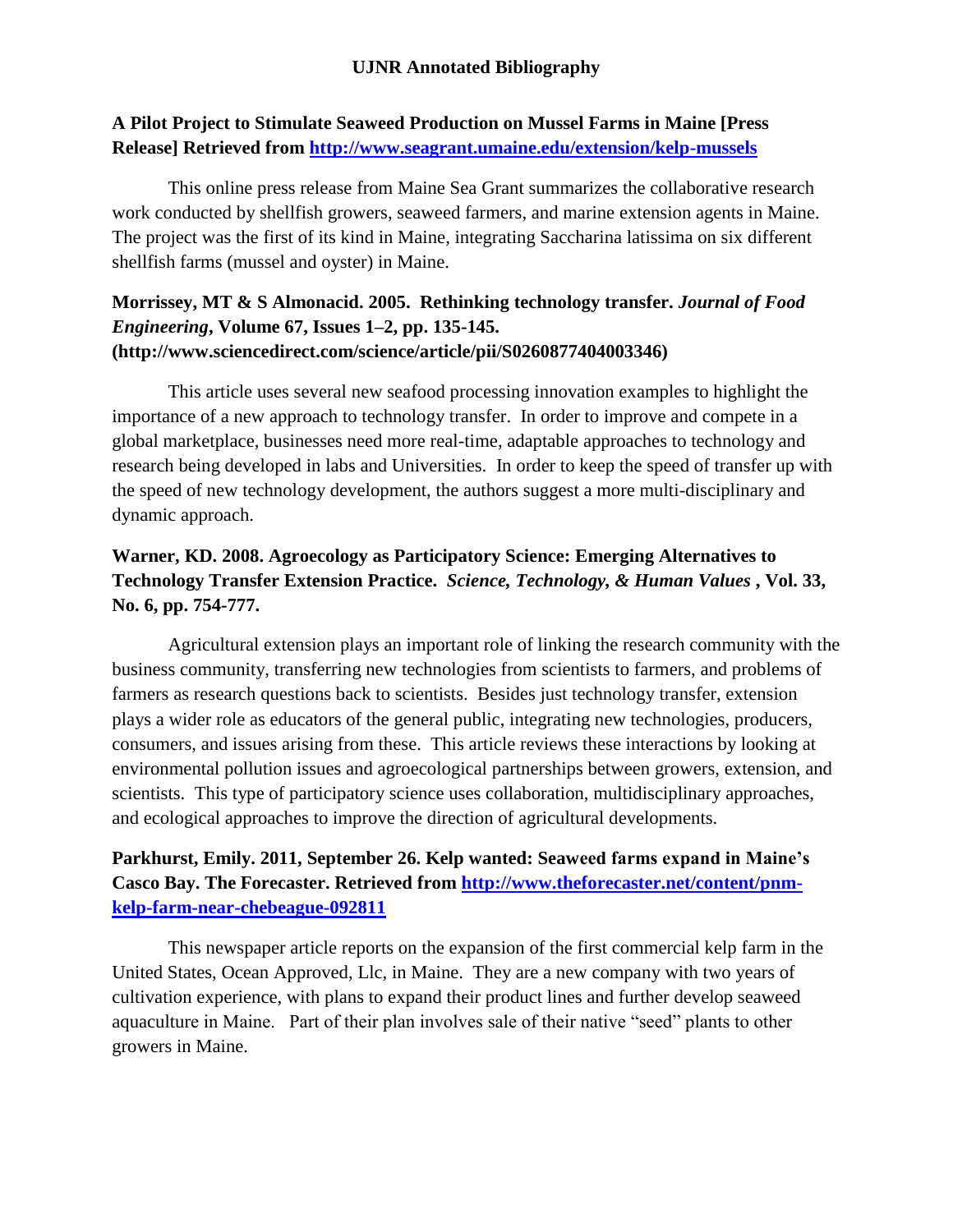## UJNR Annotated Bibliography

**A Pilot Project to Stimulate Seaweed Production on Mussel Farms in Maine [Press Release] Retrieved from [http://www.seagrant.umaine.edu/extension/kelp-mussels](http://www.seagrant.umaine.edu/extension/kelp-mussels)**

This online press release from Maine Sea Grant summarizes the collaborative research work conducted by shellfish growers, seaweed farmers, and marine extension agents in Maine. The project was the first of its kind in Maine, integrating Saccharina latissima on six different shellfish farms (mussel and oyster) in Maine.

**Morrissey, MT & S Almonacid. 2005. Rethinking technology transfer. *Journal of Food Engineering*, Volume 67, Issues 1–2, pp. 135-145. (http://www.sciencedirect.com/science/article/pii/S0260877404003346)**

This article uses several new seafood processing innovation examples to highlight the importance of a new approach to technology transfer. In order to improve and compete in a global marketplace, businesses need more real-time, adaptable approaches to technology and research being developed in labs and Universities. In order to keep the speed of transfer up with the speed of new technology development, the authors suggest a more multi-disciplinary and dynamic approach.

**Warner, KD. 2008. Agroecology as Participatory Science: Emerging Alternatives to Technology Transfer Extension Practice. *Science, Technology, & Human Values* , Vol. 33, No. 6, pp. 754-777.**

Agricultural extension plays an important role of linking the research community with the business community, transferring new technologies from scientists to farmers, and problems of farmers as research questions back to scientists. Besides just technology transfer, extension plays a wider role as educators of the general public, integrating new technologies, producers, consumers, and issues arising from these. This article reviews these interactions by looking at environmental pollution issues and agroecological partnerships between growers, extension, and scientists. This type of participatory science uses collaboration, multidisciplinary approaches, and ecological approaches to improve the direction of agricultural developments.

**Parkhurst, Emily. 2011, September 26. Kelp wanted: Seaweed farms expand in Maine's Casco Bay. The Forecaster. Retrieved from [http://www.theforecaster.net/content/pnm-kelp-farm-near-chebeague-092811](http://www.theforecaster.net/content/pnm-kelp-farm-near-chebeague-092811)**

This newspaper article reports on the expansion of the first commercial kelp farm in the United States, Ocean Approved, Llc, in Maine. They are a new company with two years of cultivation experience, with plans to expand their product lines and further develop seaweed aquaculture in Maine. Part of their plan involves sale of their native "seed" plants to other growers in Maine.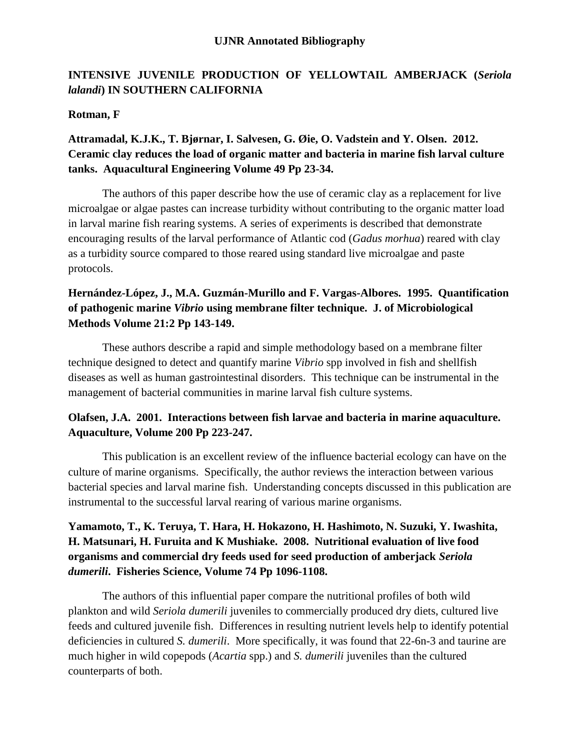**INTENSIVE JUVENILE PRODUCTION OF YELLOWTAIL AMBERJACK (*Seriola lalandi*) IN SOUTHERN CALIFORNIA**

**Rotman, F**

**Attramadal, K.J.K., T. Bjørnar, I. Salvesen, G. Øie, O. Vadstein and Y. Olsen. 2012. Ceramic clay reduces the load of organic matter and bacteria in marine fish larval culture tanks. Aquacultural Engineering Volume 49 Pp 23-34.**

The authors of this paper describe how the use of ceramic clay as a replacement for live microalgae or algae pastes can increase turbidity without contributing to the organic matter load in larval marine fish rearing systems. A series of experiments is described that demonstrate encouraging results of the larval performance of Atlantic cod (*Gadus morhua*) reared with clay as a turbidity source compared to those reared using standard live microalgae and paste protocols.

**Hernández-López, J., M.A. Guzmán-Murillo and F. Vargas-Albores. 1995. Quantification of pathogenic marine *Vibrio* using membrane filter technique. J. of Microbiological Methods Volume 21:2 Pp 143-149.**

These authors describe a rapid and simple methodology based on a membrane filter technique designed to detect and quantify marine *Vibrio* spp involved in fish and shellfish diseases as well as human gastrointestinal disorders. This technique can be instrumental in the management of bacterial communities in marine larval fish culture systems.

**Olafsen, J.A. 2001. Interactions between fish larvae and bacteria in marine aquaculture. Aquaculture, Volume 200 Pp 223-247.**

This publication is an excellent review of the influence bacterial ecology can have on the culture of marine organisms. Specifically, the author reviews the interaction between various bacterial species and larval marine fish. Understanding concepts discussed in this publication are instrumental to the successful larval rearing of various marine organisms.

**Yamamoto, T., K. Teruya, T. Hara, H. Hokazono, H. Hashimoto, N. Suzuki, Y. Iwashita, H. Matsunari, H. Furuita and K Mushiake. 2008. Nutritional evaluation of live food organisms and commercial dry feeds used for seed production of amberjack *Seriola dumerili*. Fisheries Science, Volume 74 Pp 1096-1108.**

The authors of this influential paper compare the nutritional profiles of both wild plankton and wild *Seriola dumerili* juveniles to commercially produced dry diets, cultured live feeds and cultured juvenile fish. Differences in resulting nutrient levels help to identify potential deficiencies in cultured *S. dumerili*. More specifically, it was found that 22-6n-3 and taurine are much higher in wild copepods (*Acartia* spp.) and *S. dumerili* juveniles than the cultured counterparts of both.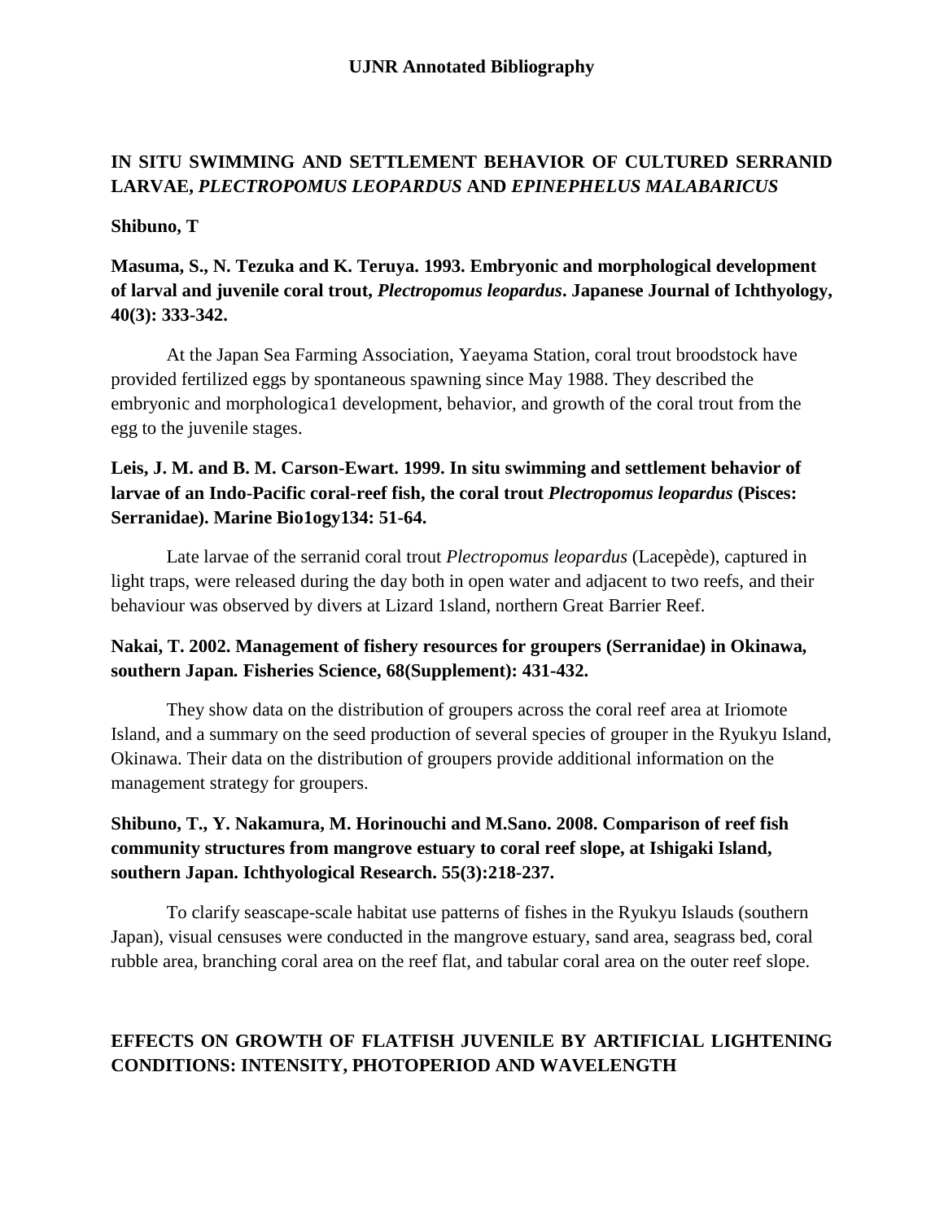## IN SITU SWIMMING AND SETTLEMENT BEHAVIOR OF CULTURED SERRANID LARVAE, *PLECTROPOMUS LEOPARDUS* AND *EPINEPHELUS MALABARICUS*

**Shibuno, T**

**Masuma, S., N. Tezuka and K. Teruya. 1993. Embryonic and morphological development of larval and juvenile coral trout, *Plectropomus leopardus*. Japanese Journal of Ichthyology, 40(3): 333-342.**

At the Japan Sea Farming Association, Yaeyama Station, coral trout broodstock have provided fertilized eggs by spontaneous spawning since May 1988. They described the embryonic and morphologica1 development, behavior, and growth of the coral trout from the egg to the juvenile stages.

**Leis, J. M. and B. M. Carson-Ewart. 1999. In situ swimming and settlement behavior of larvae of an Indo-Pacific coral-reef fish, the coral trout *Plectropomus leopardus* (Pisces: Serranidae). Marine Bio1ogy134: 51-64.**

Late larvae of the serranid coral trout *Plectropomus leopardus* (Lacepède), captured in light traps, were released during the day both in open water and adjacent to two reefs, and their behaviour was observed by divers at Lizard 1sland, northern Great Barrier Reef.

**Nakai, T. 2002. Management of fishery resources for groupers (Serranidae) in Okinawa, southern Japan. Fisheries Science, 68(Supplement): 431-432.**

They show data on the distribution of groupers across the coral reef area at Iriomote Island, and a summary on the seed production of several species of grouper in the Ryukyu Island, Okinawa. Their data on the distribution of groupers provide additional information on the management strategy for groupers.

**Shibuno, T., Y. Nakamura, M. Horinouchi and M.Sano. 2008. Comparison of reef fish community structures from mangrove estuary to coral reef slope, at Ishigaki Island, southern Japan. Ichthyological Research. 55(3):218-237.**

To clarify seascape-scale habitat use patterns of fishes in the Ryukyu Islauds (southern Japan), visual censuses were conducted in the mangrove estuary, sand area, seagrass bed, coral rubble area, branching coral area on the reef flat, and tabular coral area on the outer reef slope.

## EFFECTS ON GROWTH OF FLATFISH JUVENILE BY ARTIFICIAL LIGHTENING CONDITIONS: INTENSITY, PHOTOPERIOD AND WAVELENGTH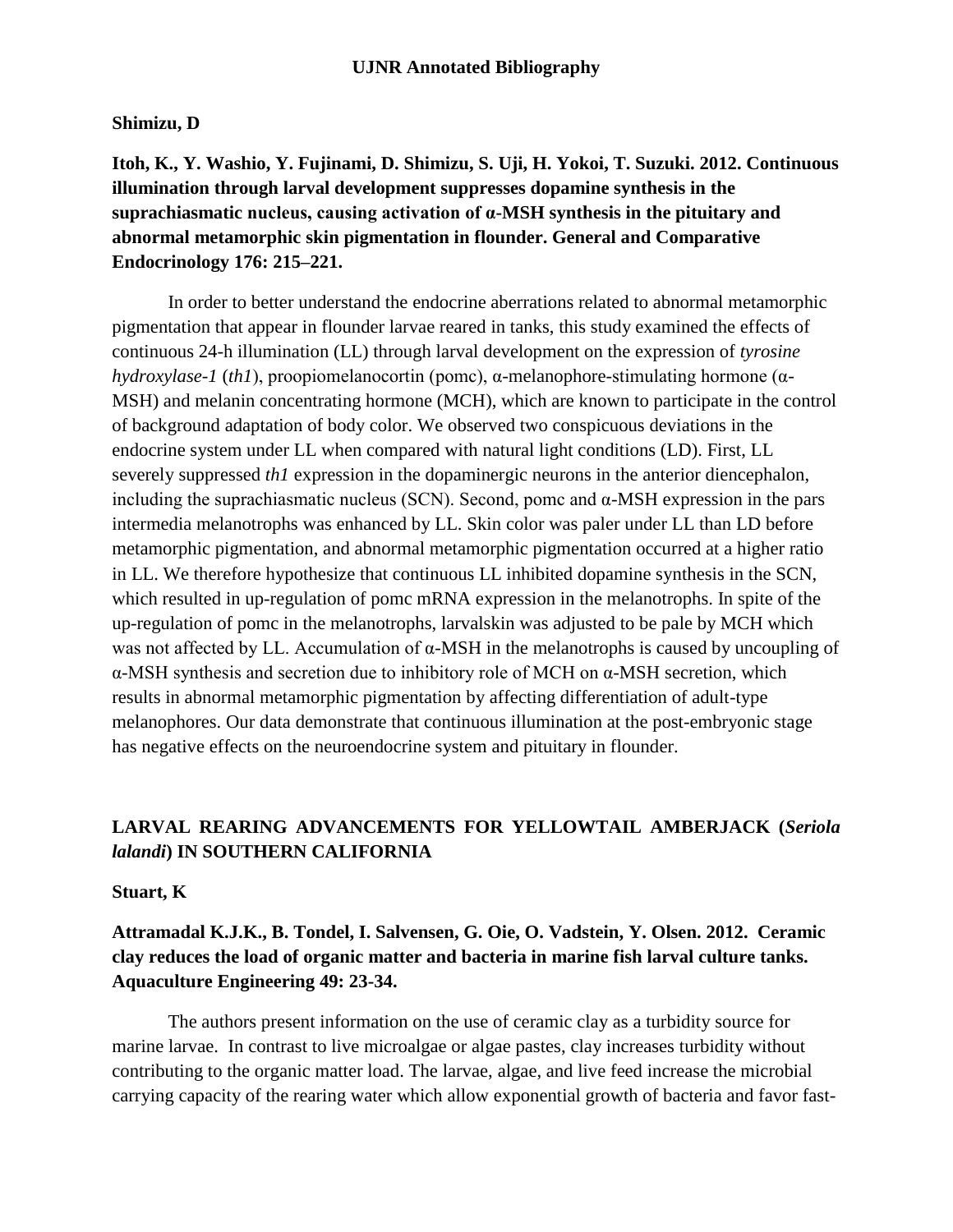**Shimizu, D**

**Itoh, K., Y. Washio, Y. Fujinami, D. Shimizu, S. Uji, H. Yokoi, T. Suzuki. 2012. Continuous illumination through larval development suppresses dopamine synthesis in the suprachiasmatic nucleus, causing activation of α-MSH synthesis in the pituitary and abnormal metamorphic skin pigmentation in flounder. General and Comparative Endocrinology 176: 215–221.**

In order to better understand the endocrine aberrations related to abnormal metamorphic pigmentation that appear in flounder larvae reared in tanks, this study examined the effects of continuous 24-h illumination (LL) through larval development on the expression of *tyrosine hydroxylase-1* (*th1*), proopiomelanocortin (pomc), α-melanophore-stimulating hormone (α-MSH) and melanin concentrating hormone (MCH), which are known to participate in the control of background adaptation of body color. We observed two conspicuous deviations in the endocrine system under LL when compared with natural light conditions (LD). First, LL severely suppressed *th1* expression in the dopaminergic neurons in the anterior diencephalon, including the suprachiasmatic nucleus (SCN). Second, pomc and α-MSH expression in the pars intermedia melanotrophs was enhanced by LL. Skin color was paler under LL than LD before metamorphic pigmentation, and abnormal metamorphic pigmentation occurred at a higher ratio in LL. We therefore hypothesize that continuous LL inhibited dopamine synthesis in the SCN, which resulted in up-regulation of pomc mRNA expression in the melanotrophs. In spite of the up-regulation of pomc in the melanotrophs, larvalskin was adjusted to be pale by MCH which was not affected by LL. Accumulation of α-MSH in the melanotrophs is caused by uncoupling of α-MSH synthesis and secretion due to inhibitory role of MCH on α-MSH secretion, which results in abnormal metamorphic pigmentation by affecting differentiation of adult-type melanophores. Our data demonstrate that continuous illumination at the post-embryonic stage has negative effects on the neuroendocrine system and pituitary in flounder.

## LARVAL REARING ADVANCEMENTS FOR YELLOWTAIL AMBERJACK (*Seriola lalandi*) IN SOUTHERN CALIFORNIA

**Stuart, K**

**Attramadal K.J.K., B. Tondel, I. Salvensen, G. Oie, O. Vadstein, Y. Olsen. 2012. Ceramic clay reduces the load of organic matter and bacteria in marine fish larval culture tanks. Aquaculture Engineering 49: 23-34.**

The authors present information on the use of ceramic clay as a turbidity source for marine larvae. In contrast to live microalgae or algae pastes, clay increases turbidity without contributing to the organic matter load. The larvae, algae, and live feed increase the microbial carrying capacity of the rearing water which allow exponential growth of bacteria and favor fast-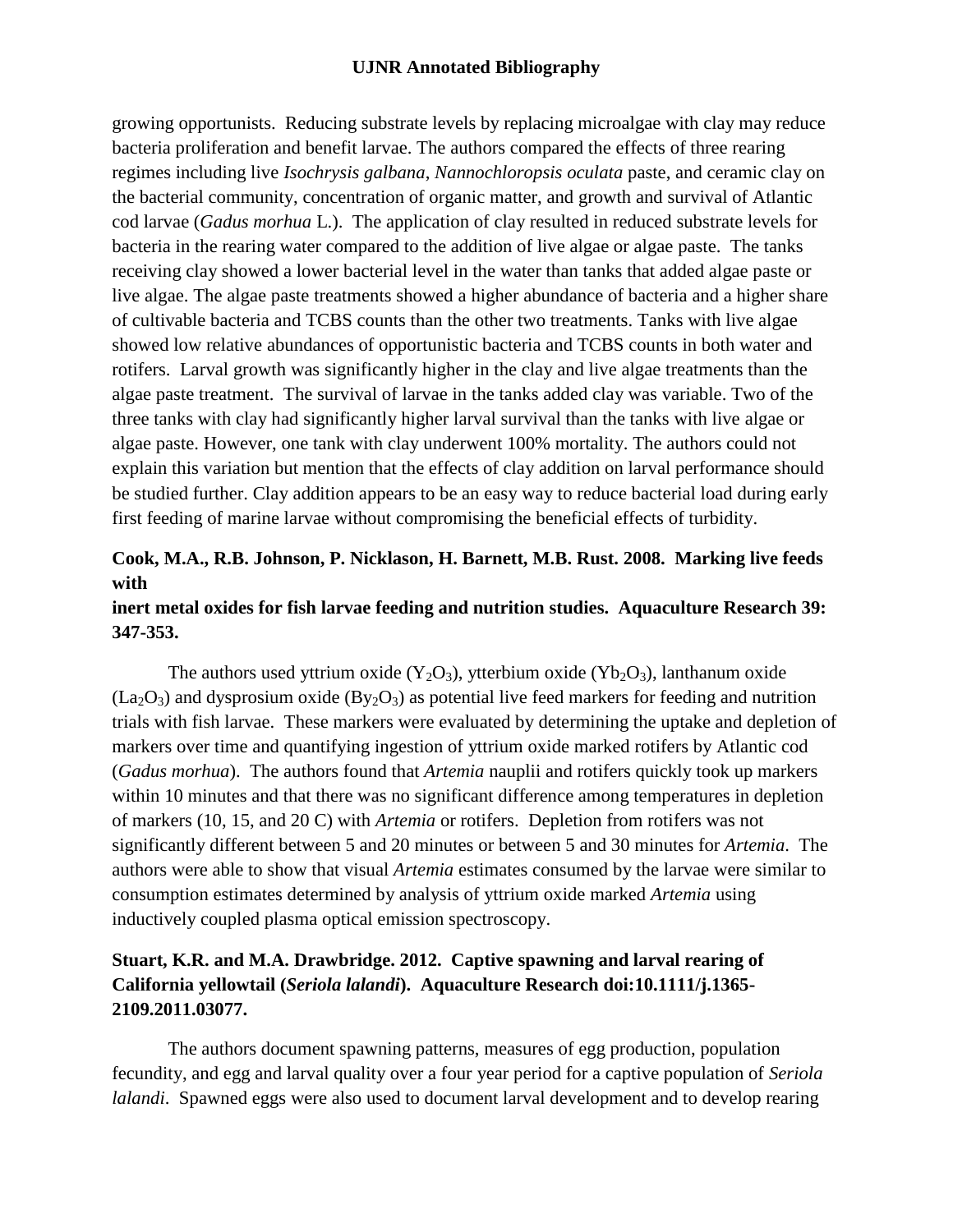growing opportunists. Reducing substrate levels by replacing microalgae with clay may reduce bacteria proliferation and benefit larvae. The authors compared the effects of three rearing regimes including live *Isochrysis galbana*, *Nannochloropsis oculata* paste, and ceramic clay on the bacterial community, concentration of organic matter, and growth and survival of Atlantic cod larvae (*Gadus morhua* L.). The application of clay resulted in reduced substrate levels for bacteria in the rearing water compared to the addition of live algae or algae paste. The tanks receiving clay showed a lower bacterial level in the water than tanks that added algae paste or live algae. The algae paste treatments showed a higher abundance of bacteria and a higher share of cultivable bacteria and TCBS counts than the other two treatments. Tanks with live algae showed low relative abundances of opportunistic bacteria and TCBS counts in both water and rotifers. Larval growth was significantly higher in the clay and live algae treatments than the algae paste treatment. The survival of larvae in the tanks added clay was variable. Two of the three tanks with clay had significantly higher larval survival than the tanks with live algae or algae paste. However, one tank with clay underwent 100% mortality. The authors could not explain this variation but mention that the effects of clay addition on larval performance should be studied further. Clay addition appears to be an easy way to reduce bacterial load during early first feeding of marine larvae without compromising the beneficial effects of turbidity.

**Cook, M.A., R.B. Johnson, P. Nicklason, H. Barnett, M.B. Rust. 2008. Marking live feeds with inert metal oxides for fish larvae feeding and nutrition studies. Aquaculture Research 39: 347-353.**

The authors used yttrium oxide ($Y_2O_3$), ytterbium oxide ($Yb_2O_3$), lanthanum oxide ($La_2O_3$) and dysprosium oxide ($By_2O_3$) as potential live feed markers for feeding and nutrition trials with fish larvae. These markers were evaluated by determining the uptake and depletion of markers over time and quantifying ingestion of yttrium oxide marked rotifers by Atlantic cod (*Gadus morhua*). The authors found that *Artemia* nauplii and rotifers quickly took up markers within 10 minutes and that there was no significant difference among temperatures in depletion of markers (10, 15, and 20 C) with *Artemia* or rotifers. Depletion from rotifers was not significantly different between 5 and 20 minutes or between 5 and 30 minutes for *Artemia*. The authors were able to show that visual *Artemia* estimates consumed by the larvae were similar to consumption estimates determined by analysis of yttrium oxide marked *Artemia* using inductively coupled plasma optical emission spectroscopy.

**Stuart, K.R. and M.A. Drawbridge. 2012. Captive spawning and larval rearing of California yellowtail (*Seriola lalandi*). Aquaculture Research doi:10.1111/j.1365-2109.2011.03077.**

The authors document spawning patterns, measures of egg production, population fecundity, and egg and larval quality over a four year period for a captive population of *Seriola lalandi*. Spawned eggs were also used to document larval development and to develop rearing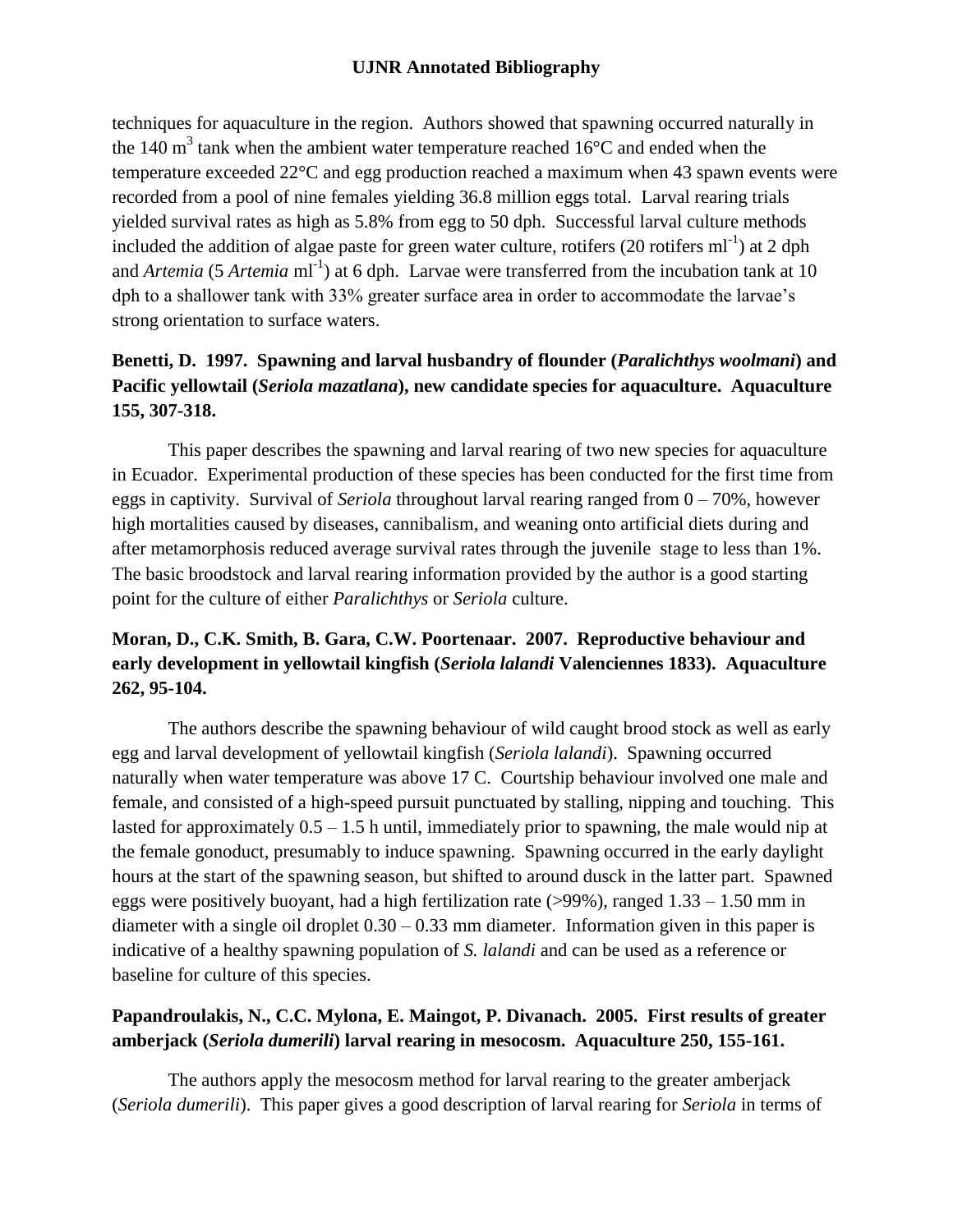techniques for aquaculture in the region. Authors showed that spawning occurred naturally in the 140 $m^3$ tank when the ambient water temperature reached 16°C and ended when the temperature exceeded 22°C and egg production reached a maximum when 43 spawn events were recorded from a pool of nine females yielding 36.8 million eggs total. Larval rearing trials yielded survival rates as high as 5.8% from egg to 50 dph. Successful larval culture methods included the addition of algae paste for green water culture, rotifers (20 rotifers $ml^{-1}$) at 2 dph and *Artemia* (5 *Artemia* $ml^{-1}$) at 6 dph. Larvae were transferred from the incubation tank at 10 dph to a shallower tank with 33% greater surface area in order to accommodate the larvae's strong orientation to surface waters.

**Benetti, D. 1997. Spawning and larval husbandry of flounder (*Paralichthys woolmani*) and Pacific yellowtail (*Seriola mazatlana*), new candidate species for aquaculture. Aquaculture 155, 307-318.**

This paper describes the spawning and larval rearing of two new species for aquaculture in Ecuador. Experimental production of these species has been conducted for the first time from eggs in captivity. Survival of *Seriola* throughout larval rearing ranged from 0 – 70%, however high mortalities caused by diseases, cannibalism, and weaning onto artificial diets during and after metamorphosis reduced average survival rates through the juvenile stage to less than 1%. The basic broodstock and larval rearing information provided by the author is a good starting point for the culture of either *Paralichthys* or *Seriola* culture.

**Moran, D., C.K. Smith, B. Gara, C.W. Poortenaar. 2007. Reproductive behaviour and early development in yellowtail kingfish (*Seriola lalandi* Valenciennes 1833). Aquaculture 262, 95-104.**

The authors describe the spawning behaviour of wild caught brood stock as well as early egg and larval development of yellowtail kingfish (*Seriola lalandi*). Spawning occurred naturally when water temperature was above 17 C. Courtship behaviour involved one male and female, and consisted of a high-speed pursuit punctuated by stalling, nipping and touching. This lasted for approximately 0.5 – 1.5 h until, immediately prior to spawning, the male would nip at the female gonoduct, presumably to induce spawning. Spawning occurred in the early daylight hours at the start of the spawning season, but shifted to around dusck in the latter part. Spawned eggs were positively buoyant, had a high fertilization rate (>99%), ranged 1.33 – 1.50 mm in diameter with a single oil droplet 0.30 – 0.33 mm diameter. Information given in this paper is indicative of a healthy spawning population of *S. lalandi* and can be used as a reference or baseline for culture of this species.

**Papandroulakis, N., C.C. Mylona, E. Maingot, P. Divanach. 2005. First results of greater amberjack (*Seriola dumerili*) larval rearing in mesocosm. Aquaculture 250, 155-161.**

The authors apply the mesocosm method for larval rearing to the greater amberjack (*Seriola dumerili*). This paper gives a good description of larval rearing for *Seriola* in terms of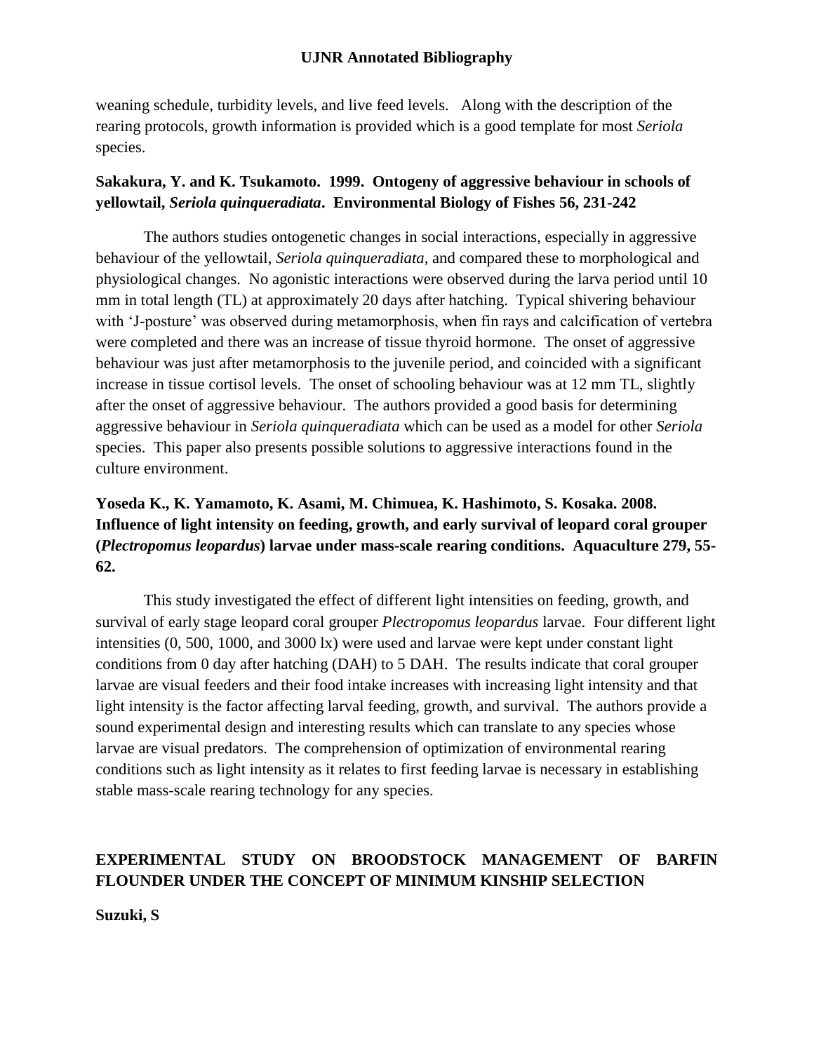weaning schedule, turbidity levels, and live feed levels. Along with the description of the rearing protocols, growth information is provided which is a good template for most *Seriola* species.

**Sakakura, Y. and K. Tsukamoto. 1999. Ontogeny of aggressive behaviour in schools of yellowtail, *Seriola quinqueradiata*. Environmental Biology of Fishes 56, 231-242**

The authors studies ontogenetic changes in social interactions, especially in aggressive behaviour of the yellowtail, *Seriola quinqueradiata*, and compared these to morphological and physiological changes. No agonistic interactions were observed during the larva period until 10 mm in total length (TL) at approximately 20 days after hatching. Typical shivering behaviour with 'J-posture' was observed during metamorphosis, when fin rays and calcification of vertebra were completed and there was an increase of tissue thyroid hormone. The onset of aggressive behaviour was just after metamorphosis to the juvenile period, and coincided with a significant increase in tissue cortisol levels. The onset of schooling behaviour was at 12 mm TL, slightly after the onset of aggressive behaviour. The authors provided a good basis for determining aggressive behaviour in *Seriola quinqueradiata* which can be used as a model for other *Seriola* species. This paper also presents possible solutions to aggressive interactions found in the culture environment.

**Yoseda K., K. Yamamoto, K. Asami, M. Chimuea, K. Hashimoto, S. Kosaka. 2008. Influence of light intensity on feeding, growth, and early survival of leopard coral grouper (*Plectropomus leopardus*) larvae under mass-scale rearing conditions. Aquaculture 279, 55-62.**

This study investigated the effect of different light intensities on feeding, growth, and survival of early stage leopard coral grouper *Plectropomus leopardus* larvae. Four different light intensities (0, 500, 1000, and 3000 lx) were used and larvae were kept under constant light conditions from 0 day after hatching (DAH) to 5 DAH. The results indicate that coral grouper larvae are visual feeders and their food intake increases with increasing light intensity and that light intensity is the factor affecting larval feeding, growth, and survival. The authors provide a sound experimental design and interesting results which can translate to any species whose larvae are visual predators. The comprehension of optimization of environmental rearing conditions such as light intensity as it relates to first feeding larvae is necessary in establishing stable mass-scale rearing technology for any species.

## EXPERIMENTAL STUDY ON BROODSTOCK MANAGEMENT OF BARFIN FLOUNDER UNDER THE CONCEPT OF MINIMUM KINSHIP SELECTION

**Suzuki, S**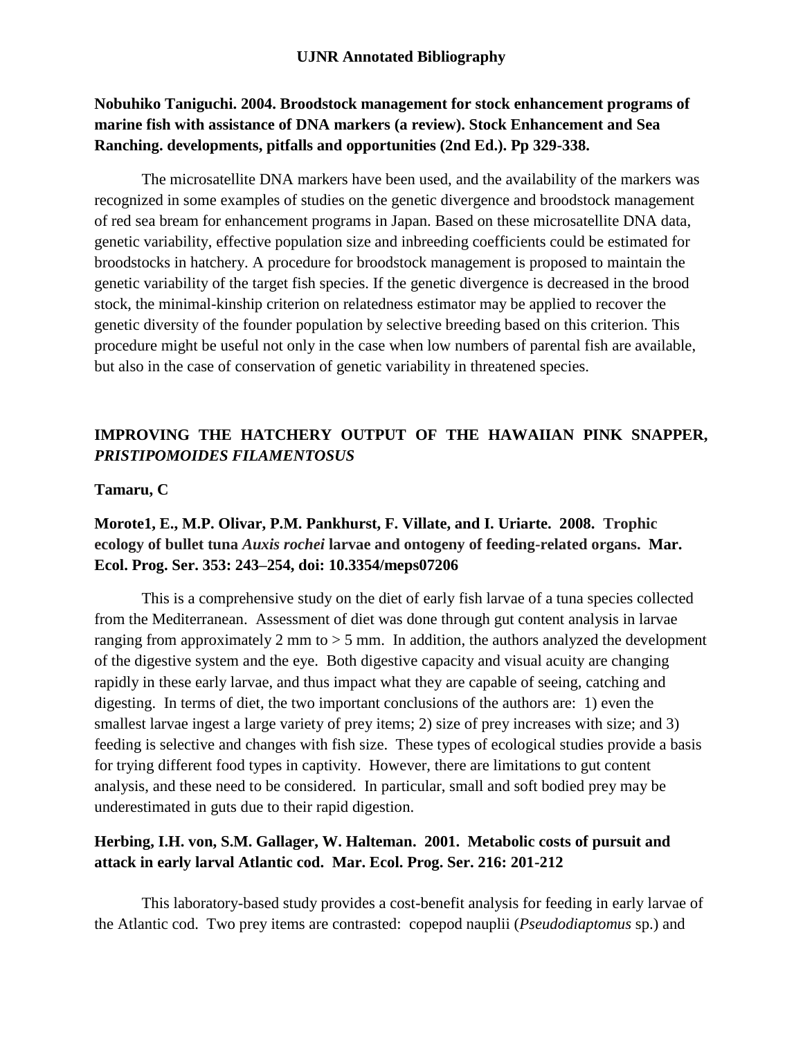**Nobuhiko Taniguchi. 2004. Broodstock management for stock enhancement programs of marine fish with assistance of DNA markers (a review). Stock Enhancement and Sea Ranching. developments, pitfalls and opportunities (2nd Ed.). Pp 329-338.**

The microsatellite DNA markers have been used, and the availability of the markers was recognized in some examples of studies on the genetic divergence and broodstock management of red sea bream for enhancement programs in Japan. Based on these microsatellite DNA data, genetic variability, effective population size and inbreeding coefficients could be estimated for broodstocks in hatchery. A procedure for broodstock management is proposed to maintain the genetic variability of the target fish species. If the genetic divergence is decreased in the brood stock, the minimal-kinship criterion on relatedness estimator may be applied to recover the genetic diversity of the founder population by selective breeding based on this criterion. This procedure might be useful not only in the case when low numbers of parental fish are available, but also in the case of conservation of genetic variability in threatened species.

## IMPROVING THE HATCHERY OUTPUT OF THE HAWAIIAN PINK SNAPPER, *PRISTIPOMOIDES FILAMENTOSUS*

**Tamaru, C**

**Morote1, E., M.P. Olivar, P.M. Pankhurst, F. Villate, and I. Uriarte. 2008. Trophic ecology of bullet tuna *Auxis rochei* larvae and ontogeny of feeding-related organs. Mar. Ecol. Prog. Ser. 353: 243–254, doi: 10.3354/meps07206**

This is a comprehensive study on the diet of early fish larvae of a tuna species collected from the Mediterranean. Assessment of diet was done through gut content analysis in larvae ranging from approximately 2 mm to > 5 mm. In addition, the authors analyzed the development of the digestive system and the eye. Both digestive capacity and visual acuity are changing rapidly in these early larvae, and thus impact what they are capable of seeing, catching and digesting. In terms of diet, the two important conclusions of the authors are: 1) even the smallest larvae ingest a large variety of prey items; 2) size of prey increases with size; and 3) feeding is selective and changes with fish size. These types of ecological studies provide a basis for trying different food types in captivity. However, there are limitations to gut content analysis, and these need to be considered. In particular, small and soft bodied prey may be underestimated in guts due to their rapid digestion.

**Herbing, I.H. von, S.M. Gallager, W. Halteman. 2001. Metabolic costs of pursuit and attack in early larval Atlantic cod. Mar. Ecol. Prog. Ser. 216: 201-212**

This laboratory-based study provides a cost-benefit analysis for feeding in early larvae of the Atlantic cod. Two prey items are contrasted: copepod nauplii (*Pseudodiaptomus* sp.) and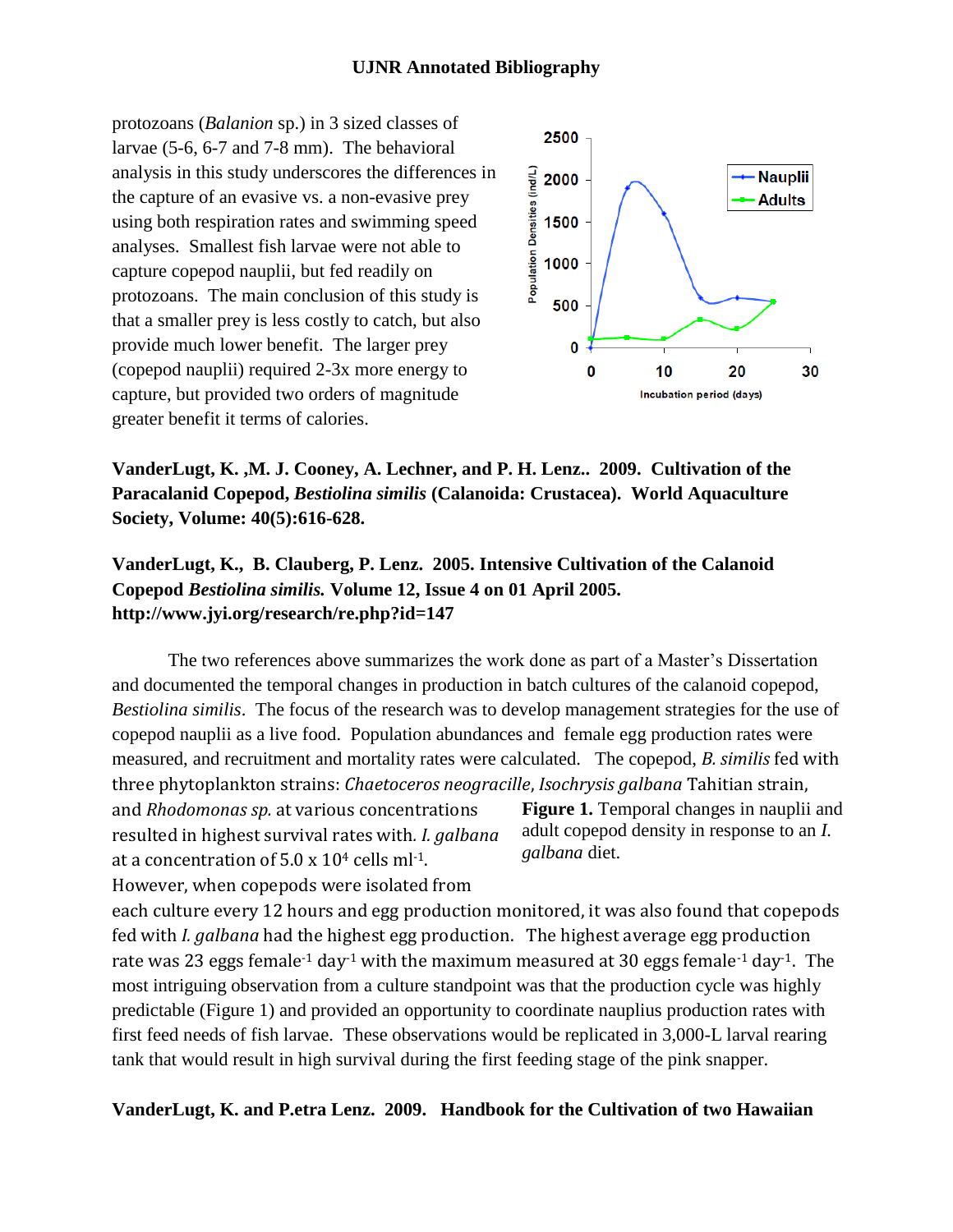protozoans (*Balanion* sp.) in 3 sized classes of larvae (5-6, 6-7 and 7-8 mm). The behavioral analysis in this study underscores the differences in the capture of an evasive vs. a non-evasive prey using both respiration rates and swimming speed analyses. Smallest fish larvae were not able to capture copepod nauplii, but fed readily on protozoans. The main conclusion of this study is that a smaller prey is less costly to catch, but also provide much lower benefit. The larger prey (copepod nauplii) required 2-3x more energy to capture, but provided two orders of magnitude greater benefit it terms of calories.

Population Densities (ind/L)
2500
2000
1500
1000
500
0
Nauplii
Adults
0
10
20
30
Incubation period (days)

**Figure 1.** Temporal changes in nauplii and adult copepod density in response to an *I. galbana* diet.

**VanderLugt, K. ,M. J. Cooney, A. Lechner, and P. H. Lenz.. 2009. Cultivation of the Paracalanid Copepod, *Bestiolina similis* (Calanoida: Crustacea). World Aquaculture Society, Volume: 40(5):616-628.**

**VanderLugt, K., B. Clauberg, P. Lenz. 2005. Intensive Cultivation of the Calanoid Copepod *Bestiolina similis.* Volume 12, Issue 4 on 01 April 2005. http://www.jyi.org/research/re.php?id=147**

The two references above summarizes the work done as part of a Master's Dissertation and documented the temporal changes in production in batch cultures of the calanoid copepod, *Bestiolina similis*. The focus of the research was to develop management strategies for the use of copepod nauplii as a live food. Population abundances and female egg production rates were measured, and recruitment and mortality rates were calculated. The copepod, *B. similis* fed with three phytoplankton strains: *Chaetoceros neogracille, Isochrysis galbana* Tahitian strain, and *Rhodomonas sp.* at various concentrations resulted in highest survival rates with. *I. galbana* at a concentration of $5.0 \times 10^4$ cells $ml^{-1}$. However, when copepods were isolated from each culture every 12 hours and egg production monitored, it was also found that copepods fed with *I. galbana* had the highest egg production. The highest average egg production rate was 23 eggs $female^{-1}$ $day^{-1}$ with the maximum measured at 30 eggs $female^{-1}$ $day^{-1}$. The most intriguing observation from a culture standpoint was that the production cycle was highly predictable (Figure 1) and provided an opportunity to coordinate nauplius production rates with first feed needs of fish larvae. These observations would be replicated in 3,000-L larval rearing tank that would result in high survival during the first feeding stage of the pink snapper.

**VanderLugt, K. and P.etra Lenz. 2009. Handbook for the Cultivation of two Hawaiian**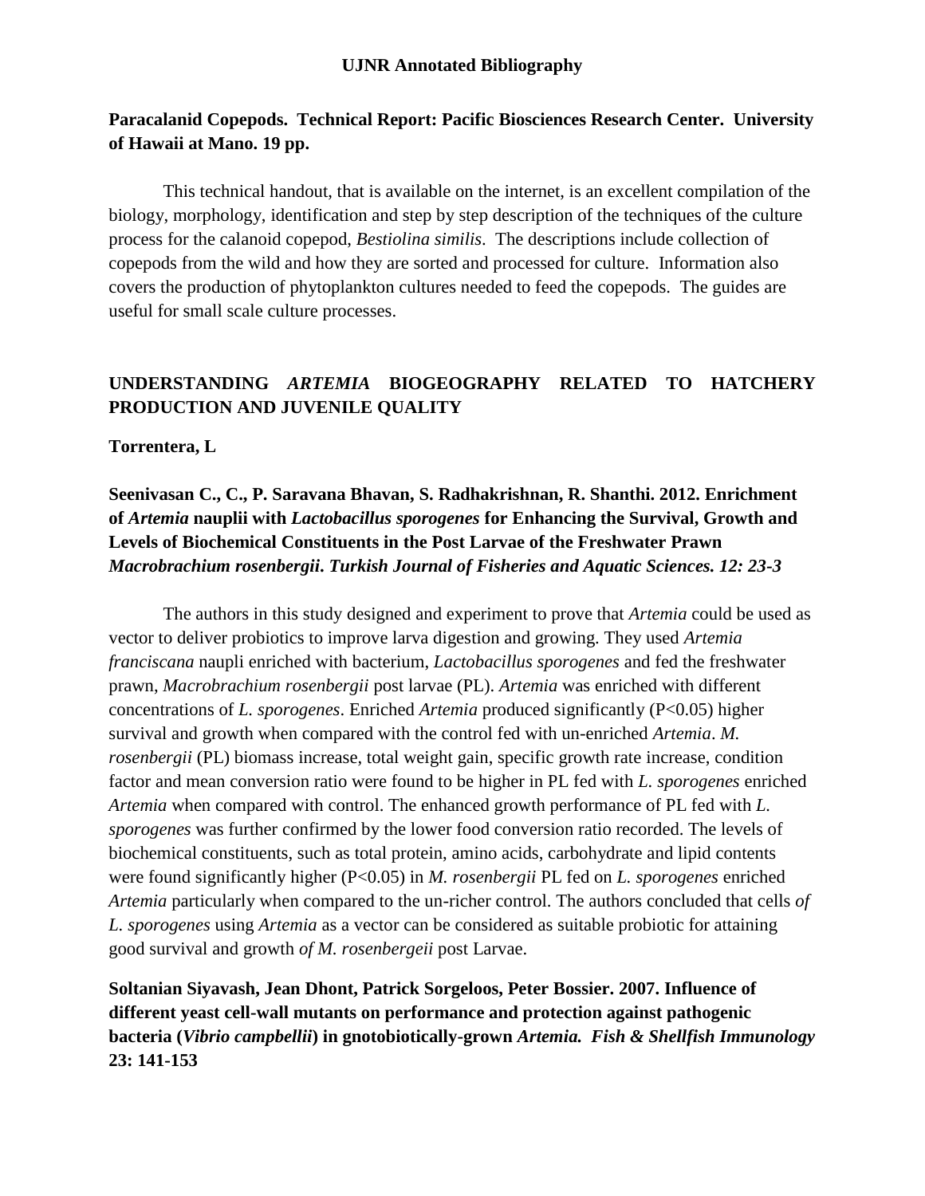**Paracalanid Copepods. Technical Report: Pacific Biosciences Research Center. University of Hawaii at Mano. 19 pp.**

This technical handout, that is available on the internet, is an excellent compilation of the biology, morphology, identification and step by step description of the techniques of the culture process for the calanoid copepod, *Bestiolina similis*. The descriptions include collection of copepods from the wild and how they are sorted and processed for culture. Information also covers the production of phytoplankton cultures needed to feed the copepods. The guides are useful for small scale culture processes.

## UNDERSTANDING *ARTEMIA* BIOGEOGRAPHY RELATED TO HATCHERY PRODUCTION AND JUVENILE QUALITY

**Torrentera, L**

**Seenivasan C., C., P. Saravana Bhavan, S. Radhakrishnan, R. Shanthi. 2012. Enrichment of *Artemia* nauplii with *Lactobacillus sporogenes* for Enhancing the Survival, Growth and Levels of Biochemical Constituents in the Post Larvae of the Freshwater Prawn *Macrobrachium rosenbergii*. *Turkish Journal of Fisheries and Aquatic Sciences. 12: 23-3***

The authors in this study designed and experiment to prove that *Artemia* could be used as vector to deliver probiotics to improve larva digestion and growing. They used *Artemia franciscana* naupli enriched with bacterium, *Lactobacillus sporogenes* and fed the freshwater prawn, *Macrobrachium rosenbergii* post larvae (PL). *Artemia* was enriched with different concentrations of *L. sporogenes*. Enriched *Artemia* produced significantly ($P<0.05$) higher survival and growth when compared with the control fed with un-enriched *Artemia*. *M. rosenbergii* (PL) biomass increase, total weight gain, specific growth rate increase, condition factor and mean conversion ratio were found to be higher in PL fed with *L. sporogenes* enriched *Artemia* when compared with control. The enhanced growth performance of PL fed with *L. sporogenes* was further confirmed by the lower food conversion ratio recorded. The levels of biochemical constituents, such as total protein, amino acids, carbohydrate and lipid contents were found significantly higher ($P<0.05$) in *M. rosenbergii* PL fed on *L. sporogenes* enriched *Artemia* particularly when compared to the un-richer control. The authors concluded that cells *of L. sporogenes* using *Artemia* as a vector can be considered as suitable probiotic for attaining good survival and growth *of M. rosenbergeii* post Larvae.

**Soltanian Siyavash, Jean Dhont, Patrick Sorgeloos, Peter Bossier. 2007. Influence of different yeast cell-wall mutants on performance and protection against pathogenic bacteria (*Vibrio campbellii*) in gnotobiotically-grown *Artemia*. *Fish & Shellfish Immunology* 23: 141-153**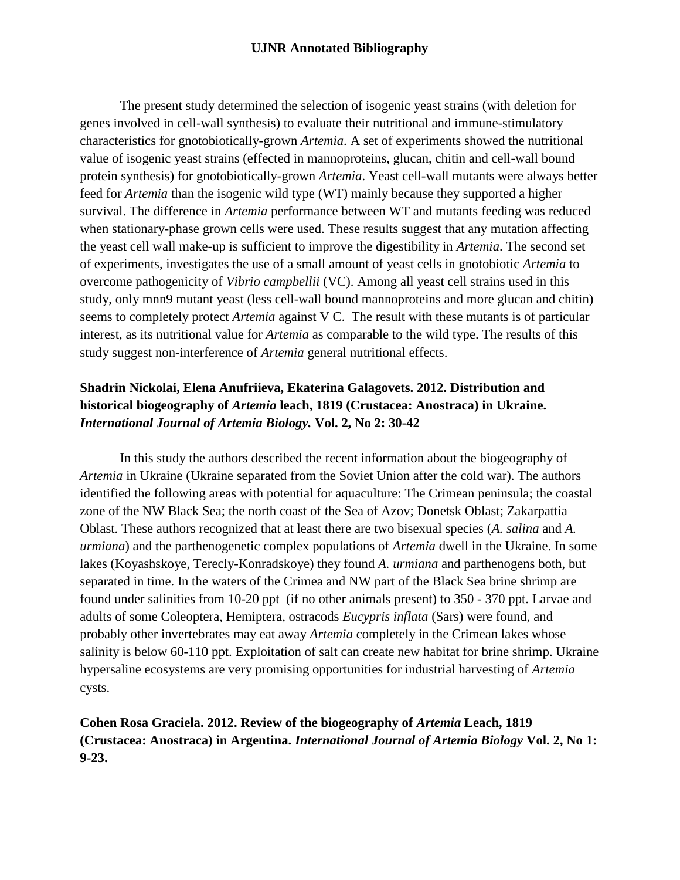The present study determined the selection of isogenic yeast strains (with deletion for genes involved in cell-wall synthesis) to evaluate their nutritional and immune-stimulatory characteristics for gnotobiotically-grown *Artemia*. A set of experiments showed the nutritional value of isogenic yeast strains (effected in mannoproteins, glucan, chitin and cell-wall bound protein synthesis) for gnotobiotically-grown *Artemia*. Yeast cell-wall mutants were always better feed for *Artemia* than the isogenic wild type (WT) mainly because they supported a higher survival. The difference in *Artemia* performance between WT and mutants feeding was reduced when stationary-phase grown cells were used. These results suggest that any mutation affecting the yeast cell wall make-up is sufficient to improve the digestibility in *Artemia*. The second set of experiments, investigates the use of a small amount of yeast cells in gnotobiotic *Artemia* to overcome pathogenicity of *Vibrio campbellii* (VC). Among all yeast cell strains used in this study, only mnn9 mutant yeast (less cell-wall bound mannoproteins and more glucan and chitin) seems to completely protect *Artemia* against V C. The result with these mutants is of particular interest, as its nutritional value for *Artemia* as comparable to the wild type. The results of this study suggest non-interference of *Artemia* general nutritional effects.

**Shadrin Nickolai, Elena Anufriieva, Ekaterina Galagovets. 2012. Distribution and historical biogeography of *Artemia* leach, 1819 (Crustacea: Anostraca) in Ukraine. *International Journal of Artemia Biology.* Vol. 2, No 2: 30-42**

In this study the authors described the recent information about the biogeography of *Artemia* in Ukraine (Ukraine separated from the Soviet Union after the cold war). The authors identified the following areas with potential for aquaculture: The Crimean peninsula; the coastal zone of the NW Black Sea; the north coast of the Sea of Azov; Donetsk Oblast; Zakarpattia Oblast. These authors recognized that at least there are two bisexual species (*A. salina* and *A. urmiana*) and the parthenogenetic complex populations of *Artemia* dwell in the Ukraine. In some lakes (Koyashskoye, Terecly-Konradskoye) they found *A. urmiana* and parthenogens both, but separated in time. In the waters of the Crimea and NW part of the Black Sea brine shrimp are found under salinities from 10-20 ppt (if no other animals present) to 350 - 370 ppt. Larvae and adults of some Coleoptera, Hemiptera, ostracods *Eucypris inflata* (Sars) were found, and probably other invertebrates may eat away *Artemia* completely in the Crimean lakes whose salinity is below 60-110 ppt. Exploitation of salt can create new habitat for brine shrimp. Ukraine hypersaline ecosystems are very promising opportunities for industrial harvesting of *Artemia* cysts.

**Cohen Rosa Graciela. 2012. Review of the biogeography of *Artemia* Leach, 1819 (Crustacea: Anostraca) in Argentina. *International Journal of Artemia Biology* Vol. 2, No 1: 9-23.**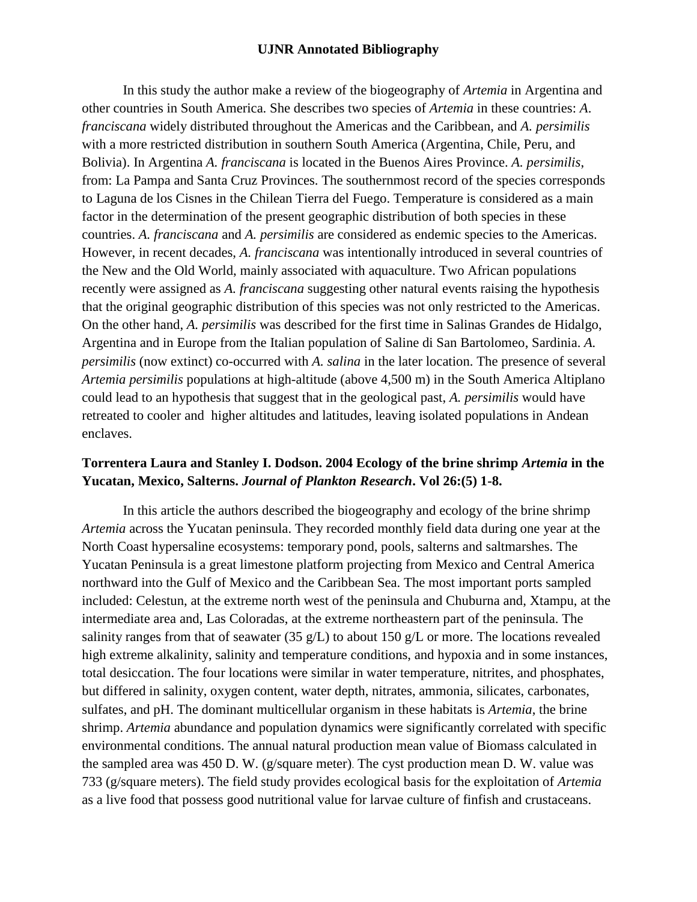In this study the author make a review of the biogeography of *Artemia* in Argentina and other countries in South America. She describes two species of *Artemia* in these countries: *A. franciscana* widely distributed throughout the Americas and the Caribbean, and *A. persimilis* with a more restricted distribution in southern South America (Argentina, Chile, Peru, and Bolivia). In Argentina *A. franciscana* is located in the Buenos Aires Province. *A. persimilis*, from: La Pampa and Santa Cruz Provinces. The southernmost record of the species corresponds to Laguna de los Cisnes in the Chilean Tierra del Fuego. Temperature is considered as a main factor in the determination of the present geographic distribution of both species in these countries. *A. franciscana* and *A. persimilis* are considered as endemic species to the Americas. However, in recent decades, *A. franciscana* was intentionally introduced in several countries of the New and the Old World, mainly associated with aquaculture. Two African populations recently were assigned as *A. franciscana* suggesting other natural events raising the hypothesis that the original geographic distribution of this species was not only restricted to the Americas. On the other hand, *A. persimilis* was described for the first time in Salinas Grandes de Hidalgo, Argentina and in Europe from the Italian population of Saline di San Bartolomeo, Sardinia. *A. persimilis* (now extinct) co-occurred with *A. salina* in the later location. The presence of several *Artemia persimilis* populations at high-altitude (above 4,500 m) in the South America Altiplano could lead to an hypothesis that suggest that in the geological past, *A. persimilis* would have retreated to cooler and higher altitudes and latitudes, leaving isolated populations in Andean enclaves.

**Torrentera Laura and Stanley I. Dodson. 2004 Ecology of the brine shrimp *Artemia* in the Yucatan, Mexico, Salterns. *Journal of Plankton Research*. Vol 26:(5) 1-8.**

In this article the authors described the biogeography and ecology of the brine shrimp *Artemia* across the Yucatan peninsula. They recorded monthly field data during one year at the North Coast hypersaline ecosystems: temporary pond, pools, salterns and saltmarshes. The Yucatan Peninsula is a great limestone platform projecting from Mexico and Central America northward into the Gulf of Mexico and the Caribbean Sea. The most important ports sampled included: Celestun, at the extreme north west of the peninsula and Chuburna and, Xtampu, at the intermediate area and, Las Coloradas, at the extreme northeastern part of the peninsula. The salinity ranges from that of seawater (35 g/L) to about 150 g/L or more. The locations revealed high extreme alkalinity, salinity and temperature conditions, and hypoxia and in some instances, total desiccation. The four locations were similar in water temperature, nitrites, and phosphates, but differed in salinity, oxygen content, water depth, nitrates, ammonia, silicates, carbonates, sulfates, and pH. The dominant multicellular organism in these habitats is *Artemia*, the brine shrimp. *Artemia* abundance and population dynamics were significantly correlated with specific environmental conditions. The annual natural production mean value of Biomass calculated in the sampled area was 450 D. W. (g/square meter). The cyst production mean D. W. value was 733 (g/square meters). The field study provides ecological basis for the exploitation of *Artemia* as a live food that possess good nutritional value for larvae culture of finfish and crustaceans.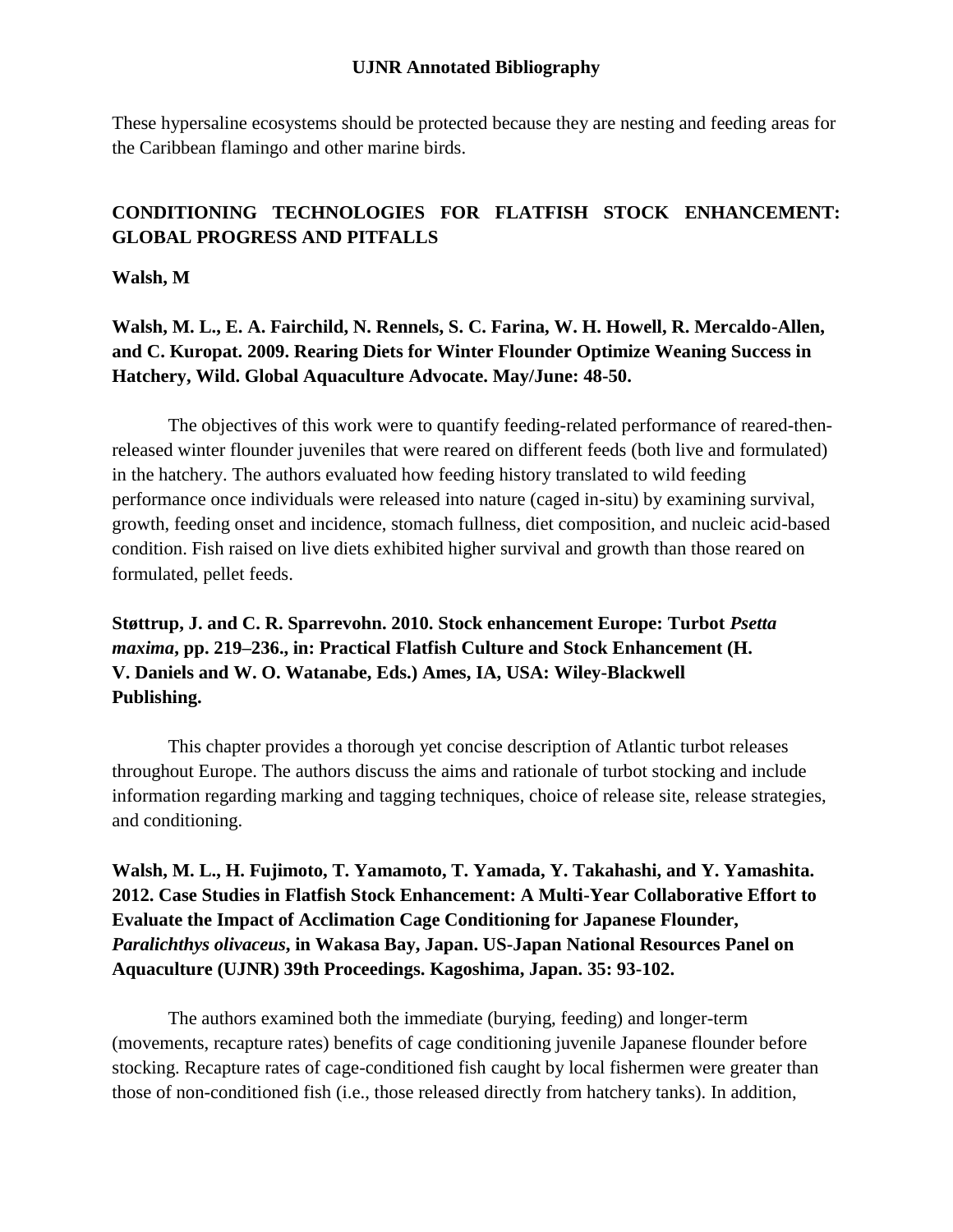These hypersaline ecosystems should be protected because they are nesting and feeding areas for the Caribbean flamingo and other marine birds.

## CONDITIONING TECHNOLOGIES FOR FLATFISH STOCK ENHANCEMENT: GLOBAL PROGRESS AND PITFALLS

**Walsh, M**

**Walsh, M. L., E. A. Fairchild, N. Rennels, S. C. Farina, W. H. Howell, R. Mercaldo-Allen, and C. Kuropat. 2009. Rearing Diets for Winter Flounder Optimize Weaning Success in Hatchery, Wild. Global Aquaculture Advocate. May/June: 48-50.**

The objectives of this work were to quantify feeding-related performance of reared-then-released winter flounder juveniles that were reared on different feeds (both live and formulated) in the hatchery. The authors evaluated how feeding history translated to wild feeding performance once individuals were released into nature (caged in-situ) by examining survival, growth, feeding onset and incidence, stomach fullness, diet composition, and nucleic acid-based condition. Fish raised on live diets exhibited higher survival and growth than those reared on formulated, pellet feeds.

**Støttrup, J. and C. R. Sparrevohn. 2010. Stock enhancement Europe: Turbot *Psetta maxima*, pp. 219–236., in: Practical Flatfish Culture and Stock Enhancement (H. V. Daniels and W. O. Watanabe, Eds.) Ames, IA, USA: Wiley-Blackwell Publishing.**

This chapter provides a thorough yet concise description of Atlantic turbot releases throughout Europe. The authors discuss the aims and rationale of turbot stocking and include information regarding marking and tagging techniques, choice of release site, release strategies, and conditioning.

**Walsh, M. L., H. Fujimoto, T. Yamamoto, T. Yamada, Y. Takahashi, and Y. Yamashita. 2012. Case Studies in Flatfish Stock Enhancement: A Multi-Year Collaborative Effort to Evaluate the Impact of Acclimation Cage Conditioning for Japanese Flounder, *Paralichthys olivaceus*, in Wakasa Bay, Japan. US-Japan National Resources Panel on Aquaculture (UJNR) 39th Proceedings. Kagoshima, Japan. 35: 93-102.**

The authors examined both the immediate (burying, feeding) and longer-term (movements, recapture rates) benefits of cage conditioning juvenile Japanese flounder before stocking. Recapture rates of cage-conditioned fish caught by local fishermen were greater than those of non-conditioned fish (i.e., those released directly from hatchery tanks). In addition,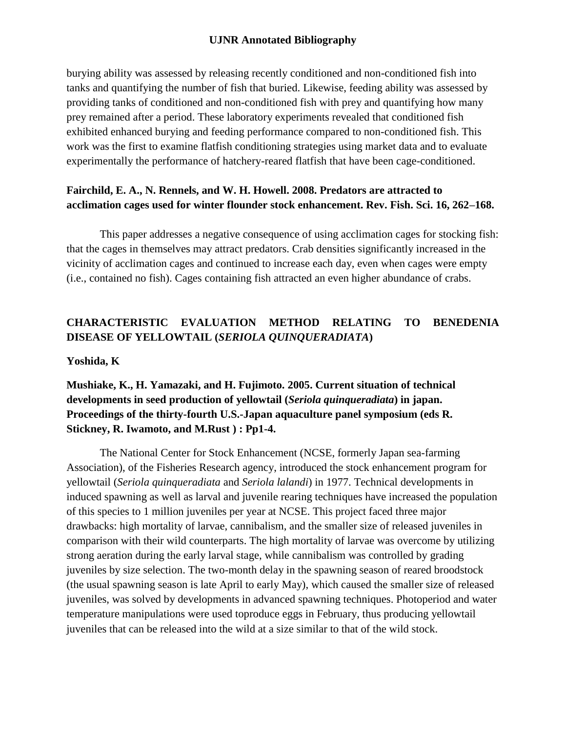burying ability was assessed by releasing recently conditioned and non-conditioned fish into tanks and quantifying the number of fish that buried. Likewise, feeding ability was assessed by providing tanks of conditioned and non-conditioned fish with prey and quantifying how many prey remained after a period. These laboratory experiments revealed that conditioned fish exhibited enhanced burying and feeding performance compared to non-conditioned fish. This work was the first to examine flatfish conditioning strategies using market data and to evaluate experimentally the performance of hatchery-reared flatfish that have been cage-conditioned.

**Fairchild, E. A., N. Rennels, and W. H. Howell. 2008. Predators are attracted to acclimation cages used for winter flounder stock enhancement. Rev. Fish. Sci. 16, 262–168.**

This paper addresses a negative consequence of using acclimation cages for stocking fish: that the cages in themselves may attract predators. Crab densities significantly increased in the vicinity of acclimation cages and continued to increase each day, even when cages were empty (i.e., contained no fish). Cages containing fish attracted an even higher abundance of crabs.

## CHARACTERISTIC EVALUATION METHOD RELATING TO BENEDENIA DISEASE OF YELLOWTAIL (*SERIOLA QUINQUERADIATA*)

**Yoshida, K**

**Mushiake, K., H. Yamazaki, and H. Fujimoto. 2005. Current situation of technical developments in seed production of yellowtail (*Seriola quinqueradiata*) in japan. Proceedings of the thirty-fourth U.S.-Japan aquaculture panel symposium (eds R. Stickney, R. Iwamoto, and M.Rust ) : Pp1-4.**

The National Center for Stock Enhancement (NCSE, formerly Japan sea-farming Association), of the Fisheries Research agency, introduced the stock enhancement program for yellowtail (*Seriola quinqueradiata* and *Seriola lalandi*) in 1977. Technical developments in induced spawning as well as larval and juvenile rearing techniques have increased the population of this species to 1 million juveniles per year at NCSE. This project faced three major drawbacks: high mortality of larvae, cannibalism, and the smaller size of released juveniles in comparison with their wild counterparts. The high mortality of larvae was overcome by utilizing strong aeration during the early larval stage, while cannibalism was controlled by grading juveniles by size selection. The two-month delay in the spawning season of reared broodstock (the usual spawning season is late April to early May), which caused the smaller size of released juveniles, was solved by developments in advanced spawning techniques. Photoperiod and water temperature manipulations were used toproduce eggs in February, thus producing yellowtail juveniles that can be released into the wild at a size similar to that of the wild stock.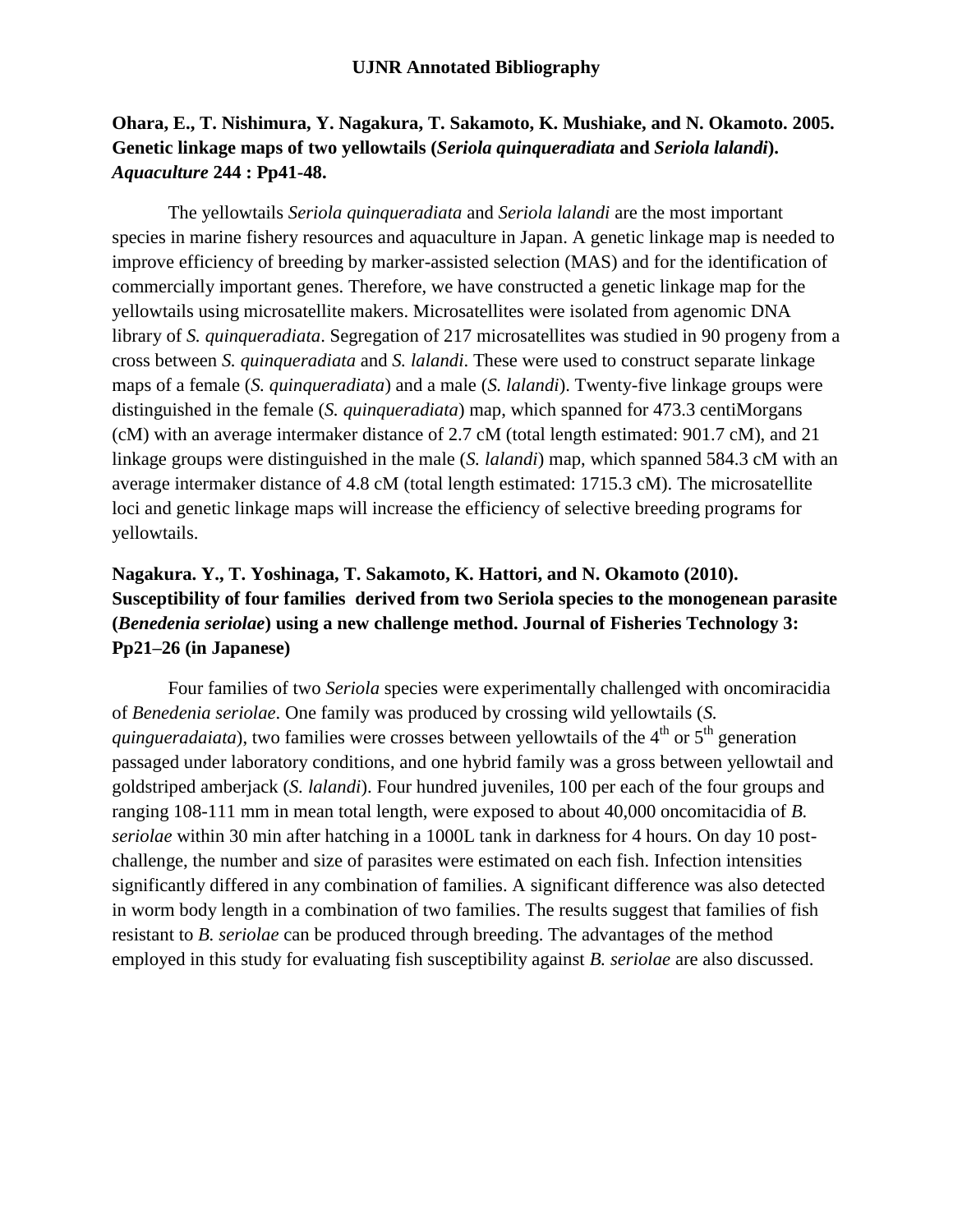**Ohara, E., T. Nishimura, Y. Nagakura, T. Sakamoto, K. Mushiake, and N. Okamoto. 2005. Genetic linkage maps of two yellowtails (*Seriola quinqueradiata* and *Seriola lalandi*). *Aquaculture* 244 : Pp41-48.**

The yellowtails *Seriola quinqueradiata* and *Seriola lalandi* are the most important species in marine fishery resources and aquaculture in Japan. A genetic linkage map is needed to improve efficiency of breeding by marker-assisted selection (MAS) and for the identification of commercially important genes. Therefore, we have constructed a genetic linkage map for the yellowtails using microsatellite makers. Microsatellites were isolated from agenomic DNA library of *S. quinqueradiata*. Segregation of 217 microsatellites was studied in 90 progeny from a cross between *S. quinqueradiata* and *S. lalandi*. These were used to construct separate linkage maps of a female (*S. quinqueradiata*) and a male (*S. lalandi*). Twenty-five linkage groups were distinguished in the female (*S. quinqueradiata*) map, which spanned for 473.3 centiMorgans (cM) with an average intermaker distance of 2.7 cM (total length estimated: 901.7 cM), and 21 linkage groups were distinguished in the male (*S. lalandi*) map, which spanned 584.3 cM with an average intermaker distance of 4.8 cM (total length estimated: 1715.3 cM). The microsatellite loci and genetic linkage maps will increase the efficiency of selective breeding programs for yellowtails.

**Nagakura. Y., T. Yoshinaga, T. Sakamoto, K. Hattori, and N. Okamoto (2010). Susceptibility of four families derived from two Seriola species to the monogenean parasite (*Benedenia seriolae*) using a new challenge method. Journal of Fisheries Technology 3: Pp21–26 (in Japanese)**

Four families of two *Seriola* species were experimentally challenged with oncomiracidia of *Benedenia seriolae*. One family was produced by crossing wild yellowtails (*S. quingueradaiata*), two families were crosses between yellowtails of the 4$^{th}$ or 5$^{th}$ generation passaged under laboratory conditions, and one hybrid family was a gross between yellowtail and goldstriped amberjack (*S. lalandi*). Four hundred juveniles, 100 per each of the four groups and ranging 108-111 mm in mean total length, were exposed to about 40,000 oncomitacidia of *B. seriolae* within 30 min after hatching in a 1000L tank in darkness for 4 hours. On day 10 post-challenge, the number and size of parasites were estimated on each fish. Infection intensities significantly differed in any combination of families. A significant difference was also detected in worm body length in a combination of two families. The results suggest that families of fish resistant to *B. seriolae* can be produced through breeding. The advantages of the method employed in this study for evaluating fish susceptibility against *B. seriolae* are also discussed.